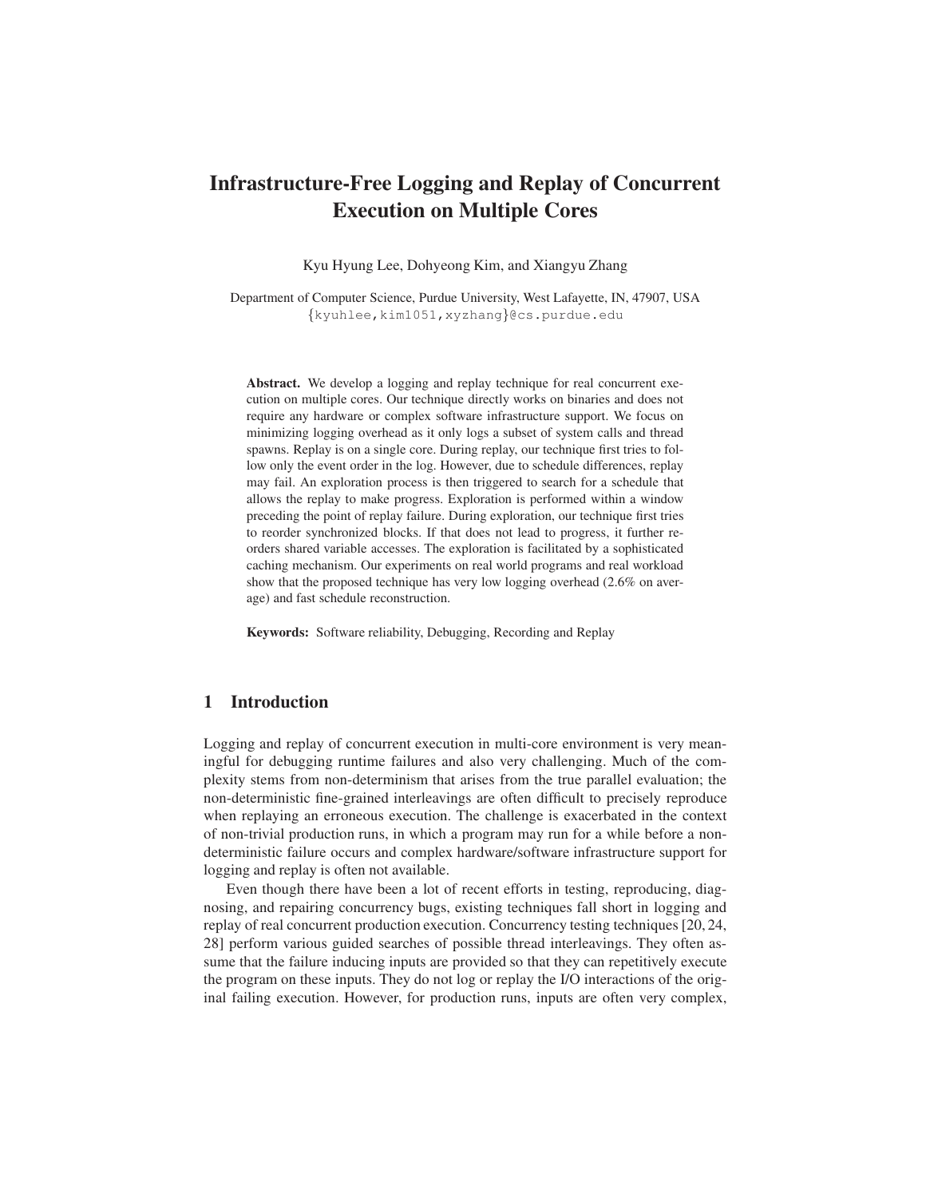# Infrastructure-Free Logging and Replay of Concurrent Execution on Multiple Cores

Kyu Hyung Lee, Dohyeong Kim, and Xiangyu Zhang

Department of Computer Science, Purdue University, West Lafayette, IN, 47907, USA
{kyuhlee,kim1051,xyzhang}@cs.purdue.edu

**Abstract.** We develop a logging and replay technique for real concurrent execution on multiple cores. Our technique directly works on binaries and does not require any hardware or complex software infrastructure support. We focus on minimizing logging overhead as it only logs a subset of system calls and thread spawns. Replay is on a single core. During replay, our technique first tries to follow only the event order in the log. However, due to schedule differences, replay may fail. An exploration process is then triggered to search for a schedule that allows the replay to make progress. Exploration is performed within a window preceding the point of replay failure. During exploration, our technique first tries to reorder synchronized blocks. If that does not lead to progress, it further reorders shared variable accesses. The exploration is facilitated by a sophisticated caching mechanism. Our experiments on real world programs and real workload show that the proposed technique has very low logging overhead (2.6% on average) and fast schedule reconstruction.

**Keywords:** Software reliability, Debugging, Recording and Replay

## 1 Introduction

Logging and replay of concurrent execution in multi-core environment is very meaningful for debugging runtime failures and also very challenging. Much of the complexity stems from non-determinism that arises from the true parallel evaluation; the non-deterministic fine-grained interleavings are often difficult to precisely reproduce when replaying an erroneous execution. The challenge is exacerbated in the context of non-trivial production runs, in which a program may run for a while before a non-deterministic failure occurs and complex hardware/software infrastructure support for logging and replay is often not available.

Even though there have been a lot of recent efforts in testing, reproducing, diagnosing, and repairing concurrency bugs, existing techniques fall short in logging and replay of real concurrent production execution. Concurrency testing techniques [20, 24, 28] perform various guided searches of possible thread interleavings. They often assume that the failure inducing inputs are provided so that they can repetitively execute the program on these inputs. They do not log or replay the I/O interactions of the original failing execution. However, for production runs, inputs are often very complex,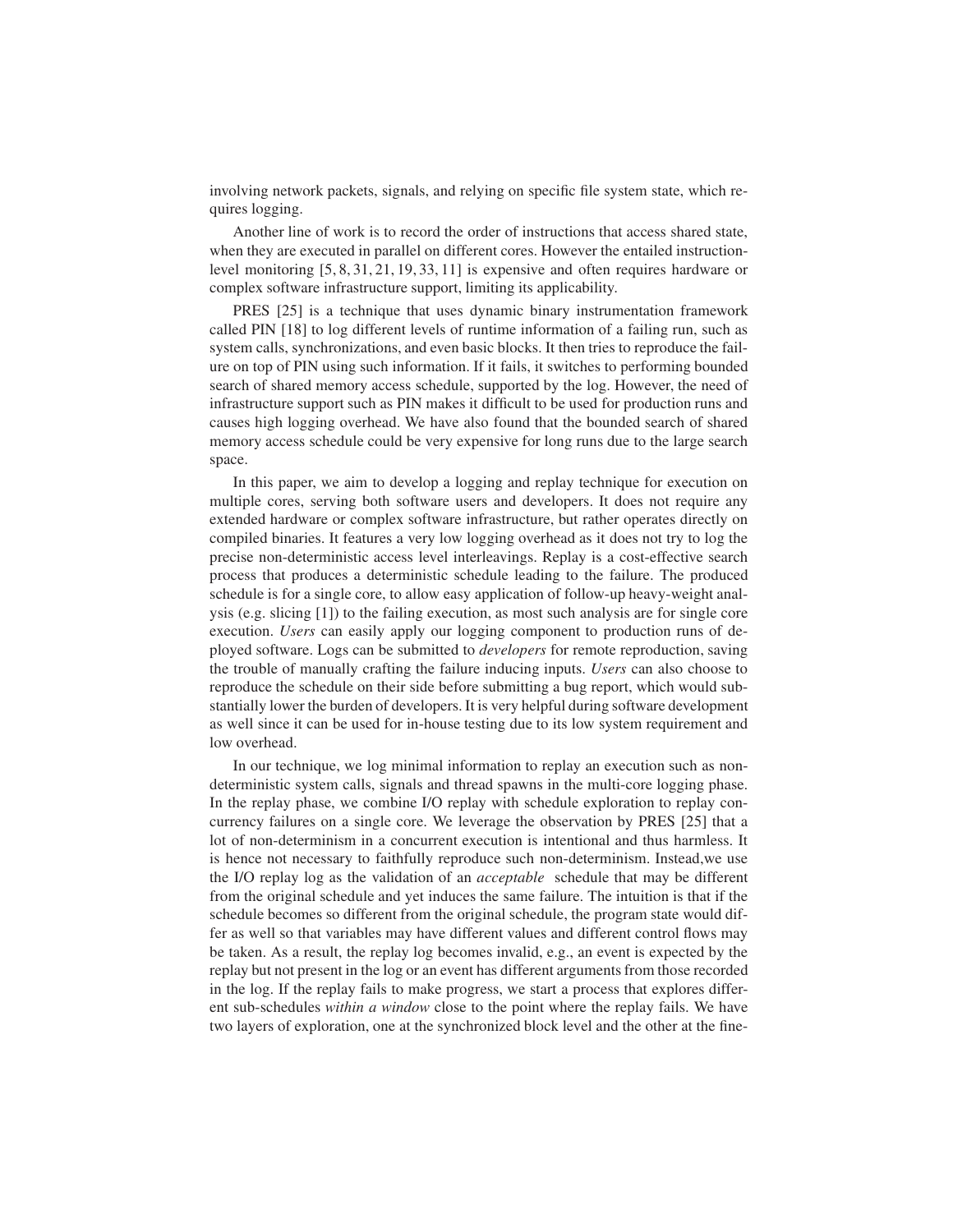involving network packets, signals, and relying on specific file system state, which requires logging.

Another line of work is to record the order of instructions that access shared state, when they are executed in parallel on different cores. However the entailed instruction-level monitoring [5, 8, 31, 21, 19, 33, 11] is expensive and often requires hardware or complex software infrastructure support, limiting its applicability.

PRES [25] is a technique that uses dynamic binary instrumentation framework called PIN [18] to log different levels of runtime information of a failing run, such as system calls, synchronizations, and even basic blocks. It then tries to reproduce the failure on top of PIN using such information. If it fails, it switches to performing bounded search of shared memory access schedule, supported by the log. However, the need of infrastructure support such as PIN makes it difficult to be used for production runs and causes high logging overhead. We have also found that the bounded search of shared memory access schedule could be very expensive for long runs due to the large search space.

In this paper, we aim to develop a logging and replay technique for execution on multiple cores, serving both software users and developers. It does not require any extended hardware or complex software infrastructure, but rather operates directly on compiled binaries. It features a very low logging overhead as it does not try to log the precise non-deterministic access level interleavings. Replay is a cost-effective search process that produces a deterministic schedule leading to the failure. The produced schedule is for a single core, to allow easy application of follow-up heavy-weight analysis (e.g. slicing [1]) to the failing execution, as most such analysis are for single core execution. *Users* can easily apply our logging component to production runs of deployed software. Logs can be submitted to *developers* for remote reproduction, saving the trouble of manually crafting the failure inducing inputs. *Users* can also choose to reproduce the schedule on their side before submitting a bug report, which would substantially lower the burden of developers. It is very helpful during software development as well since it can be used for in-house testing due to its low system requirement and low overhead.

In our technique, we log minimal information to replay an execution such as non-deterministic system calls, signals and thread spawns in the multi-core logging phase. In the replay phase, we combine I/O replay with schedule exploration to replay concurrency failures on a single core. We leverage the observation by PRES [25] that a lot of non-determinism in a concurrent execution is intentional and thus harmless. It is hence not necessary to faithfully reproduce such non-determinism. Instead,we use the I/O replay log as the validation of an *acceptable* schedule that may be different from the original schedule and yet induces the same failure. The intuition is that if the schedule becomes so different from the original schedule, the program state would differ as well so that variables may have different values and different control flows may be taken. As a result, the replay log becomes invalid, e.g., an event is expected by the replay but not present in the log or an event has different arguments from those recorded in the log. If the replay fails to make progress, we start a process that explores different sub-schedules *within a window* close to the point where the replay fails. We have two layers of exploration, one at the synchronized block level and the other at the fine-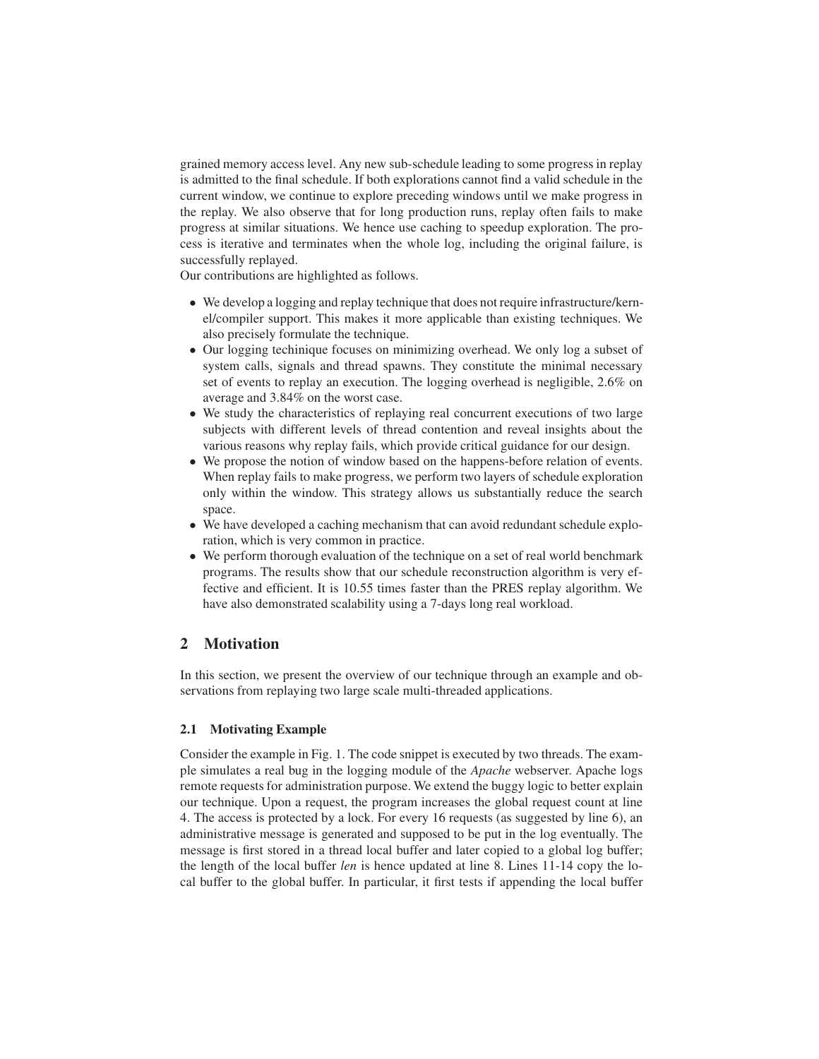grained memory access level. Any new sub-schedule leading to some progress in replay is admitted to the final schedule. If both explorations cannot find a valid schedule in the current window, we continue to explore preceding windows until we make progress in the replay. We also observe that for long production runs, replay often fails to make progress at similar situations. We hence use caching to speedup exploration. The process is iterative and terminates when the whole log, including the original failure, is successfully replayed.

Our contributions are highlighted as follows.

- We develop a logging and replay technique that does not require infrastructure/kernel/compiler support. This makes it more applicable than existing techniques. We also precisely formulate the technique.
- Our logging techinique focuses on minimizing overhead. We only log a subset of system calls, signals and thread spawns. They constitute the minimal necessary set of events to replay an execution. The logging overhead is negligible, 2.6% on average and 3.84% on the worst case.
- We study the characteristics of replaying real concurrent executions of two large subjects with different levels of thread contention and reveal insights about the various reasons why replay fails, which provide critical guidance for our design.
- We propose the notion of window based on the happens-before relation of events. When replay fails to make progress, we perform two layers of schedule exploration only within the window. This strategy allows us substantially reduce the search space.
- We have developed a caching mechanism that can avoid redundant schedule exploration, which is very common in practice.
- We perform thorough evaluation of the technique on a set of real world benchmark programs. The results show that our schedule reconstruction algorithm is very effective and efficient. It is 10.55 times faster than the PRES replay algorithm. We have also demonstrated scalability using a 7-days long real workload.

## 2 Motivation

In this section, we present the overview of our technique through an example and observations from replaying two large scale multi-threaded applications.

### 2.1 Motivating Example

Consider the example in Fig. 1. The code snippet is executed by two threads. The example simulates a real bug in the logging module of the *Apache* webserver. Apache logs remote requests for administration purpose. We extend the buggy logic to better explain our technique. Upon a request, the program increases the global request count at line 4. The access is protected by a lock. For every 16 requests (as suggested by line 6), an administrative message is generated and supposed to be put in the log eventually. The message is first stored in a thread local buffer and later copied to a global log buffer; the length of the local buffer *len* is hence updated at line 8. Lines 11-14 copy the local buffer to the global buffer. In particular, it first tests if appending the local buffer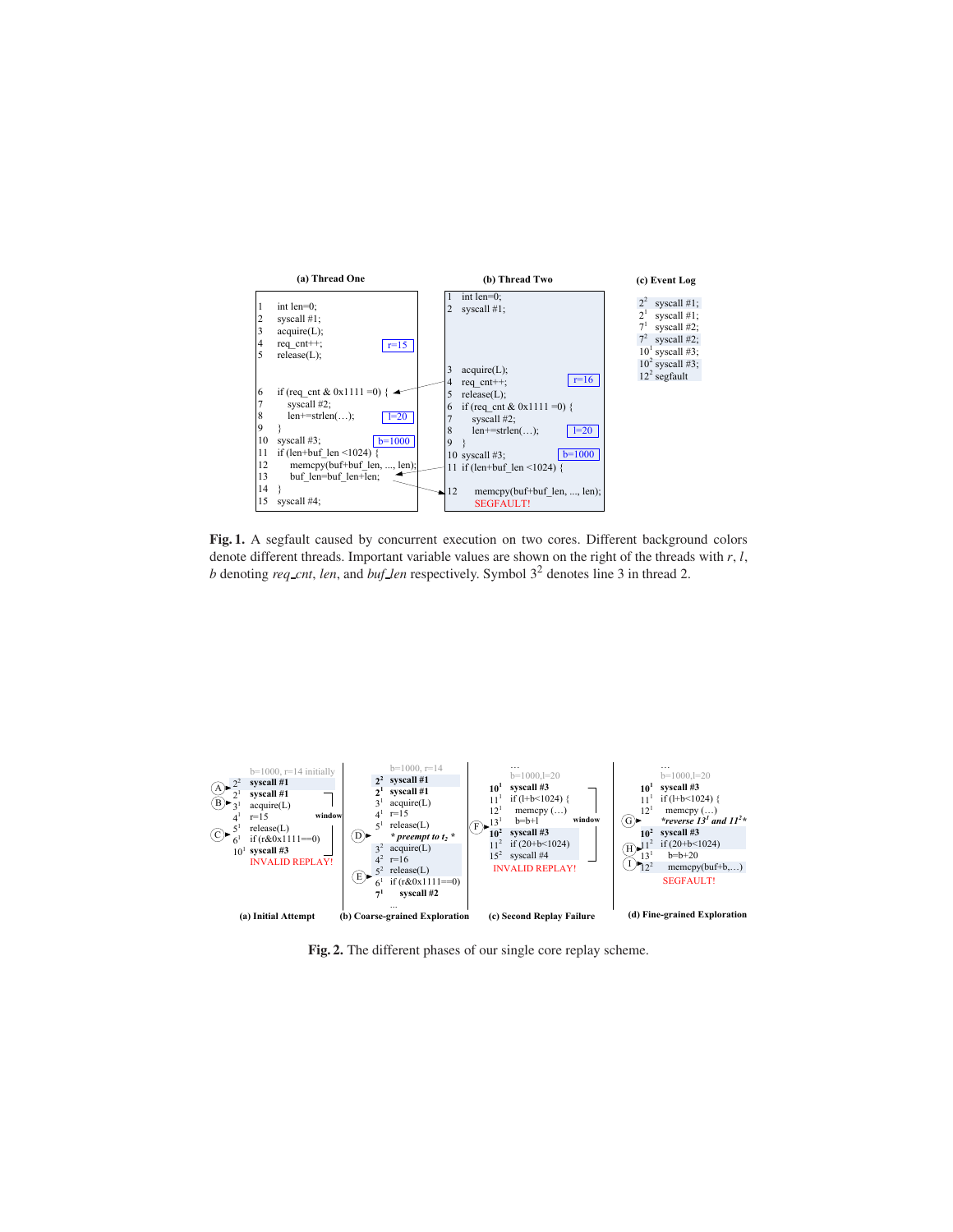**(a) Thread One**

```
1   int len=0;
2   syscall #1;
3   acquire(L);
4   req_cnt++;                          r=15
5   release(L);

6   if (req_cnt & 0x1111 =0) {
7       syscall #2;
8       len+=strlen(…);                 l=20
9   }
10  syscall #3;                         b=1000
11  if (len+buf_len <1024) {
12      memcpy(buf+buf_len, ..., len);
13      buf_len=buf_len+len;
14  }
15  syscall #4;
```

**(b) Thread Two**

```
1   int len=0;
2   syscall #1;

3   acquire(L);
4   req_cnt++;                          r=16
5   release(L);
6   if (req_cnt & 0x1111 =0) {
7       syscall #2;
8       len+=strlen(…);                 l=20
9   }
10  syscall #3;                         b=1000
11  if (len+buf_len <1024) {

12      memcpy(buf+buf_len, ..., len);
    SEGFAULT!
```

**(c) Event Log**

```
2^2  syscall #1;
2^1  syscall #1;
7^1  syscall #2;
7^2  syscall #2;
10^1 syscall #3;
10^2 syscall #3;
12^2 segfault
```

**Fig. 1.** A segfault caused by concurrent execution on two cores. Different background colors denote different threads. Important variable values are shown on the right of the threads with $r$, $l$, $b$ denoting *req_cnt*, *len*, and *buf_len* respectively. Symbol $3^2$ denotes line 3 in thread 2.

**(a) Initial Attempt**

```
    b=1000, r=14 initially
(A) 2^2  syscall #1
    2^1  syscall #1
(B) 3^1  acquire(L)
    4^1  r=15                     window
    5^1  release(L)
(C) 6^1  if (r&0x1111==0)
    10^1 syscall #3
    INVALID REPLAY!
```

**(b) Coarse-grained Exploration**

```
    b=1000, r=14
    2^2  syscall #1
    2^1  syscall #1
    3^1  acquire(L)
    4^1  r=15
    5^1  release(L)
(D)      * preempt to t2 *
    3^2  acquire(L)
    4^2  r=16
    5^2  release(L)
(E) 6^1  if (r&0x1111==0)
    7^1  syscall #2
    ...
```

**(c) Second Replay Failure**

```
    …
    b=1000,l=20
    10^1 syscall #3
    11^1 if (l+b<1024) {
    12^1     memcpy (…)
(F) 13^1     b=b+l                 window
    10^2 syscall #3
    11^2 if (20+b<1024)
    15^2 syscall #4
    INVALID REPLAY!
```

**(d) Fine-grained Exploration**

```
    …
    b=1000,l=20
    10^1 syscall #3
    11^1 if (l+b<1024) {
    12^1     memcpy (…)
(G)      *reverse 13^1 and 11^2*
    10^2 syscall #3
(H) 11^2 if (20+b<1024)
    13^1     b=b+20
(I) 12^2     memcpy(buf+b,…)
    SEGFAULT!
```

**Fig. 2.** The different phases of our single core replay scheme.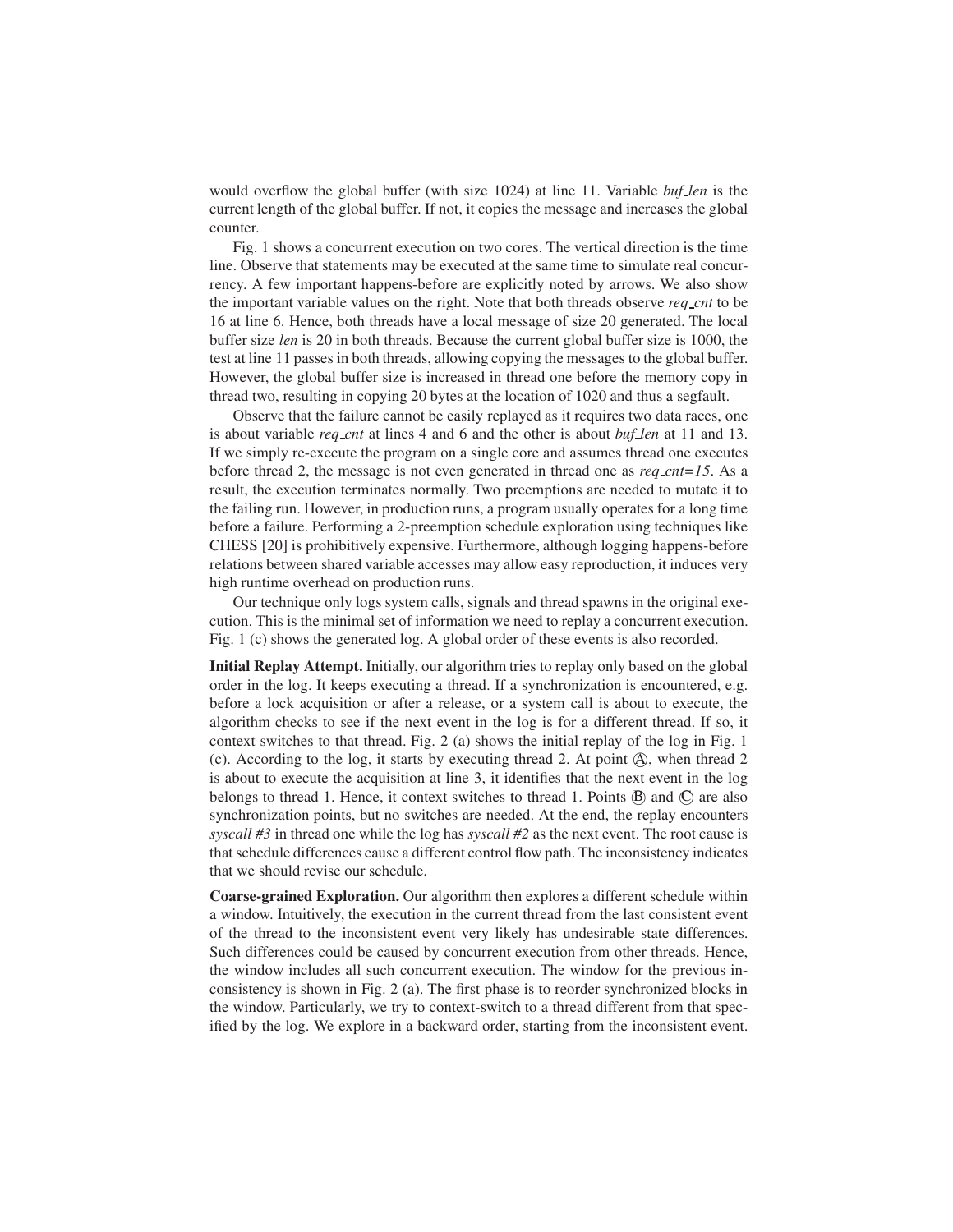would overflow the global buffer (with size 1024) at line 11. Variable *buf_len* is the current length of the global buffer. If not, it copies the message and increases the global counter.

Fig. 1 shows a concurrent execution on two cores. The vertical direction is the time line. Observe that statements may be executed at the same time to simulate real concurrency. A few important happens-before are explicitly noted by arrows. We also show the important variable values on the right. Note that both threads observe *req_cnt* to be 16 at line 6. Hence, both threads have a local message of size 20 generated. The local buffer size *len* is 20 in both threads. Because the current global buffer size is 1000, the test at line 11 passes in both threads, allowing copying the messages to the global buffer. However, the global buffer size is increased in thread one before the memory copy in thread two, resulting in copying 20 bytes at the location of 1020 and thus a segfault.

Observe that the failure cannot be easily replayed as it requires two data races, one is about variable *req_cnt* at lines 4 and 6 and the other is about *buf_len* at 11 and 13. If we simply re-execute the program on a single core and assumes thread one executes before thread 2, the message is not even generated in thread one as *req_cnt=15*. As a result, the execution terminates normally. Two preemptions are needed to mutate it to the failing run. However, in production runs, a program usually operates for a long time before a failure. Performing a 2-preemption schedule exploration using techniques like CHESS [20] is prohibitively expensive. Furthermore, although logging happens-before relations between shared variable accesses may allow easy reproduction, it induces very high runtime overhead on production runs.

Our technique only logs system calls, signals and thread spawns in the original execution. This is the minimal set of information we need to replay a concurrent execution. Fig. 1 (c) shows the generated log. A global order of these events is also recorded.

**Initial Replay Attempt.** Initially, our algorithm tries to replay only based on the global order in the log. It keeps executing a thread. If a synchronization is encountered, e.g. before a lock acquisition or after a release, or a system call is about to execute, the algorithm checks to see if the next event in the log is for a different thread. If so, it context switches to that thread. Fig. 2 (a) shows the initial replay of the log in Fig. 1 (c). According to the log, it starts by executing thread 2. At point Ⓐ, when thread 2 is about to execute the acquisition at line 3, it identifies that the next event in the log belongs to thread 1. Hence, it context switches to thread 1. Points Ⓑ and Ⓒ are also synchronization points, but no switches are needed. At the end, the replay encounters *syscall #3* in thread one while the log has *syscall #2* as the next event. The root cause is that schedule differences cause a different control flow path. The inconsistency indicates that we should revise our schedule.

**Coarse-grained Exploration.** Our algorithm then explores a different schedule within a window. Intuitively, the execution in the current thread from the last consistent event of the thread to the inconsistent event very likely has undesirable state differences. Such differences could be caused by concurrent execution from other threads. Hence, the window includes all such concurrent execution. The window for the previous inconsistency is shown in Fig. 2 (a). The first phase is to reorder synchronized blocks in the window. Particularly, we try to context-switch to a thread different from that specified by the log. We explore in a backward order, starting from the inconsistent event.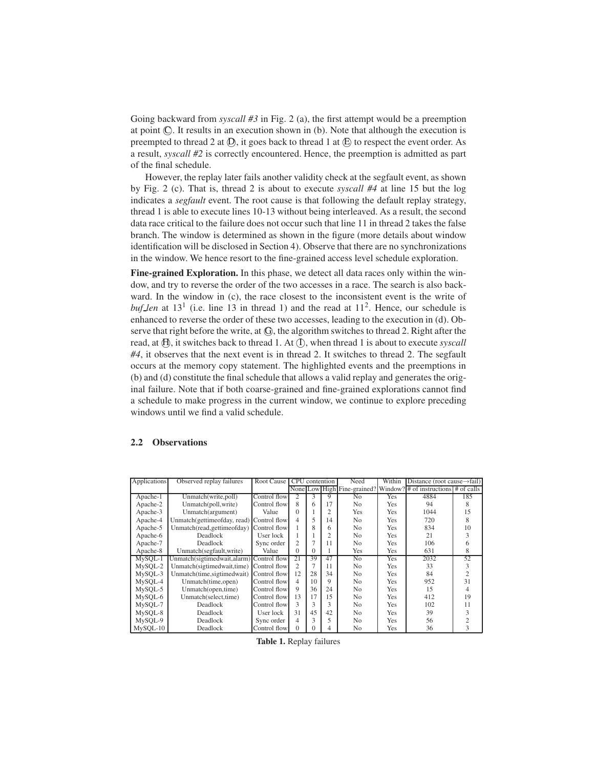Going backward from *syscall #3* in Fig. 2 (a), the first attempt would be a preemption at point Ⓒ. It results in an execution shown in (b). Note that although the execution is preempted to thread 2 at Ⓓ, it goes back to thread 1 at Ⓔ to respect the event order. As a result, *syscall #2* is correctly encountered. Hence, the preemption is admitted as part of the final schedule.

However, the replay later fails another validity check at the segfault event, as shown by Fig. 2 (c). That is, thread 2 is about to execute *syscall #4* at line 15 but the log indicates a *segfault* event. The root cause is that following the default replay strategy, thread 1 is able to execute lines 10-13 without being interleaved. As a result, the second data race critical to the failure does not occur such that line 11 in thread 2 takes the false branch. The window is determined as shown in the figure (more details about window identification will be disclosed in Section 4). Observe that there are no synchronizations in the window. We hence resort to the fine-grained access level schedule exploration.

**Fine-grained Exploration.** In this phase, we detect all data races only within the window, and try to reverse the order of the two accesses in a race. The search is also backward. In the window in (c), the race closest to the inconsistent event is the write of *buf_len* at $13^1$ (i.e. line 13 in thread 1) and the read at $11^2$. Hence, our schedule is enhanced to reverse the order of these two accesses, leading to the execution in (d). Observe that right before the write, at Ⓖ, the algorithm switches to thread 2. Right after the read, at Ⓗ, it switches back to thread 1. At Ⓘ, when thread 1 is about to execute *syscall #4*, it observes that the next event is in thread 2. It switches to thread 2. The segfault occurs at the memory copy statement. The highlighted events and the preemptions in (b) and (d) constitute the final schedule that allows a valid replay and generates the original failure. Note that if both coarse-grained and fine-grained explorations cannot find a schedule to make progress in the current window, we continue to explore preceding windows until we find a valid schedule.

## 2.2 Observations

| Applications | Observed replay failures | Root Cause | CPU contention | | | Need | Within | Distance (root cause→fail) | |
|---|---|---|---|---|---|---|---|---|---|
| | | | None | Low | High | Fine-grained? | Window? | # of instructions | # of calls |
| Apache-1 | Unmatch(write,poll) | Control flow | 2 | 3 | 9 | No | Yes | 4884 | 185 |
| Apache-2 | Unmatch(poll,write) | Control flow | 8 | 6 | 17 | No | Yes | 94 | 8 |
| Apache-3 | Unmatch(argument) | Value | 0 | 1 | 2 | Yes | Yes | 1044 | 15 |
| Apache-4 | Unmatch(gettimeofday, read) | Control flow | 4 | 5 | 14 | No | Yes | 720 | 8 |
| Apache-5 | Unmatch(read,gettimeofday) | Control flow | 1 | 8 | 6 | No | Yes | 834 | 10 |
| Apache-6 | Deadlock | User lock | 1 | 1 | 2 | No | Yes | 21 | 3 |
| Apache-7 | Deadlock | Sync order | 2 | 7 | 11 | No | Yes | 106 | 6 |
| Apache-8 | Unmatch(segfault,write) | Value | 0 | 0 | 1 | Yes | Yes | 631 | 8 |
| MySQL-1 | Unmatch(sigtimedwait,alarm) | Control flow | 21 | 39 | 47 | No | Yes | 2032 | 52 |
| MySQL-2 | Unmatch(sigtimedwait,time) | Control flow | 2 | 7 | 11 | No | Yes | 33 | 3 |
| MySQL-3 | Unmatch(time,sigtimedwait) | Control flow | 12 | 28 | 34 | No | Yes | 84 | 2 |
| MySQL-4 | Unmatch(time,open) | Control flow | 4 | 10 | 9 | No | Yes | 952 | 31 |
| MySQL-5 | Unmatch(open,time) | Control flow | 9 | 36 | 24 | No | Yes | 15 | 4 |
| MySQL-6 | Unmatch(select,time) | Control flow | 13 | 17 | 15 | No | Yes | 412 | 19 |
| MySQL-7 | Deadlock | Control flow | 3 | 3 | 3 | No | Yes | 102 | 11 |
| MySQL-8 | Deadlock | User lock | 31 | 45 | 42 | No | Yes | 39 | 3 |
| MySQL-9 | Deadlock | Sync order | 4 | 3 | 5 | No | Yes | 56 | 2 |
| MySQL-10 | Deadlock | Control flow | 0 | 0 | 4 | No | Yes | 36 | 3 |

**Table 1.** Replay failures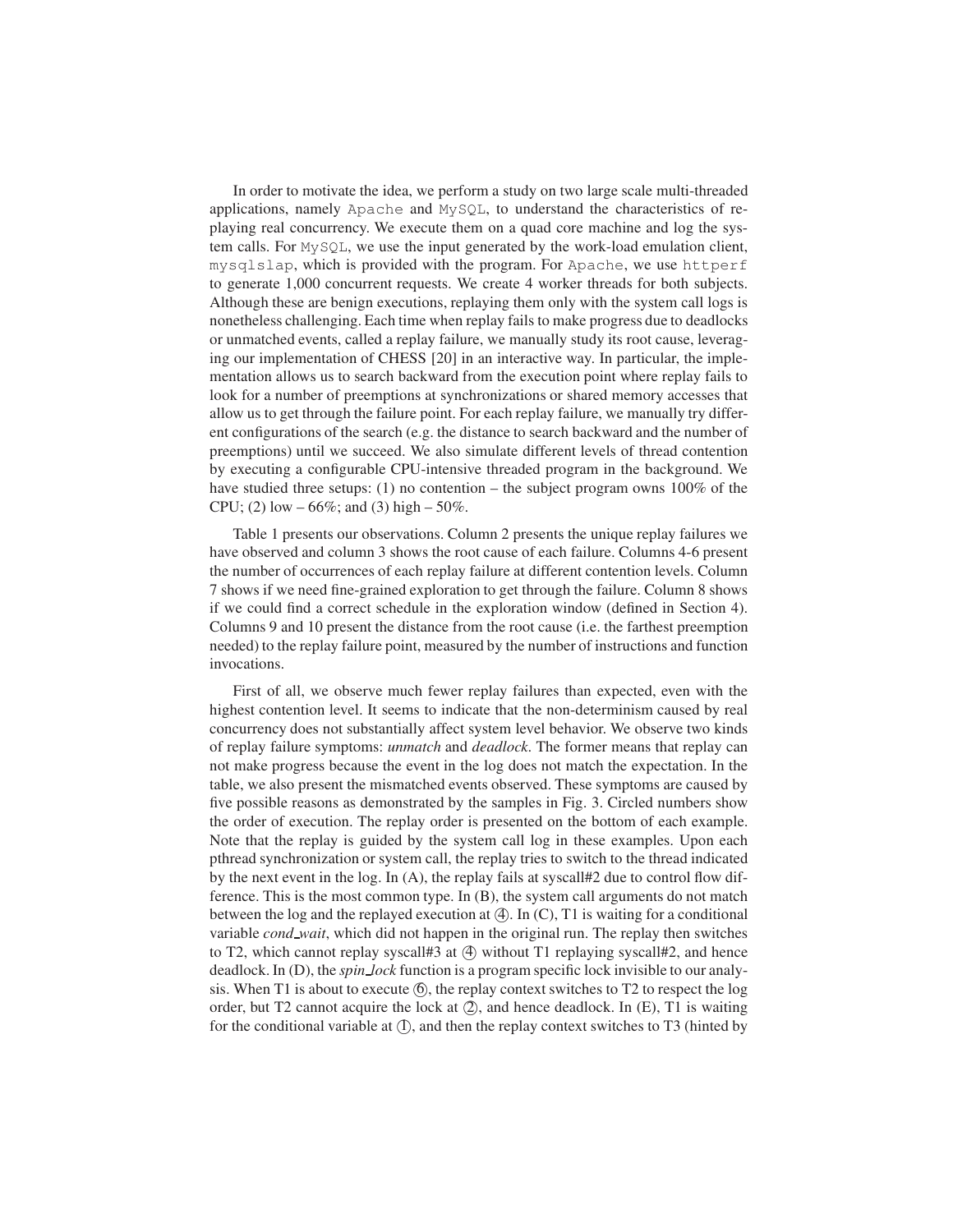In order to motivate the idea, we perform a study on two large scale multi-threaded applications, namely `Apache` and `MySQL`, to understand the characteristics of replaying real concurrency. We execute them on a quad core machine and log the system calls. For `MySQL`, we use the input generated by the work-load emulation client, `mysqlslap`, which is provided with the program. For `Apache`, we use `httperf` to generate 1,000 concurrent requests. We create 4 worker threads for both subjects. Although these are benign executions, replaying them only with the system call logs is nonetheless challenging. Each time when replay fails to make progress due to deadlocks or unmatched events, called a replay failure, we manually study its root cause, leveraging our implementation of CHESS [20] in an interactive way. In particular, the implementation allows us to search backward from the execution point where replay fails to look for a number of preemptions at synchronizations or shared memory accesses that allow us to get through the failure point. For each replay failure, we manually try different configurations of the search (e.g. the distance to search backward and the number of preemptions) until we succeed. We also simulate different levels of thread contention by executing a configurable CPU-intensive threaded program in the background. We have studied three setups: (1) no contention – the subject program owns 100% of the CPU; (2) low – 66%; and (3) high – 50%.

Table 1 presents our observations. Column 2 presents the unique replay failures we have observed and column 3 shows the root cause of each failure. Columns 4-6 present the number of occurrences of each replay failure at different contention levels. Column 7 shows if we need fine-grained exploration to get through the failure. Column 8 shows if we could find a correct schedule in the exploration window (defined in Section 4). Columns 9 and 10 present the distance from the root cause (i.e. the farthest preemption needed) to the replay failure point, measured by the number of instructions and function invocations.

First of all, we observe much fewer replay failures than expected, even with the highest contention level. It seems to indicate that the non-determinism caused by real concurrency does not substantially affect system level behavior. We observe two kinds of replay failure symptoms: *unmatch* and *deadlock*. The former means that replay can not make progress because the event in the log does not match the expectation. In the table, we also present the mismatched events observed. These symptoms are caused by five possible reasons as demonstrated by the samples in Fig. 3. Circled numbers show the order of execution. The replay order is presented on the bottom of each example. Note that the replay is guided by the system call log in these examples. Upon each pthread synchronization or system call, the replay tries to switch to the thread indicated by the next event in the log. In (A), the replay fails at syscall#2 due to control flow difference. This is the most common type. In (B), the system call arguments do not match between the log and the replayed execution at ④. In (C), T1 is waiting for a conditional variable *cond_wait*, which did not happen in the original run. The replay then switches to T2, which cannot replay syscall#3 at ④ without T1 replaying syscall#2, and hence deadlock. In (D), the *spin_lock* function is a program specific lock invisible to our analysis. When T1 is about to execute ⑥, the replay context switches to T2 to respect the log order, but T2 cannot acquire the lock at ②, and hence deadlock. In (E), T1 is waiting for the conditional variable at ①, and then the replay context switches to T3 (hinted by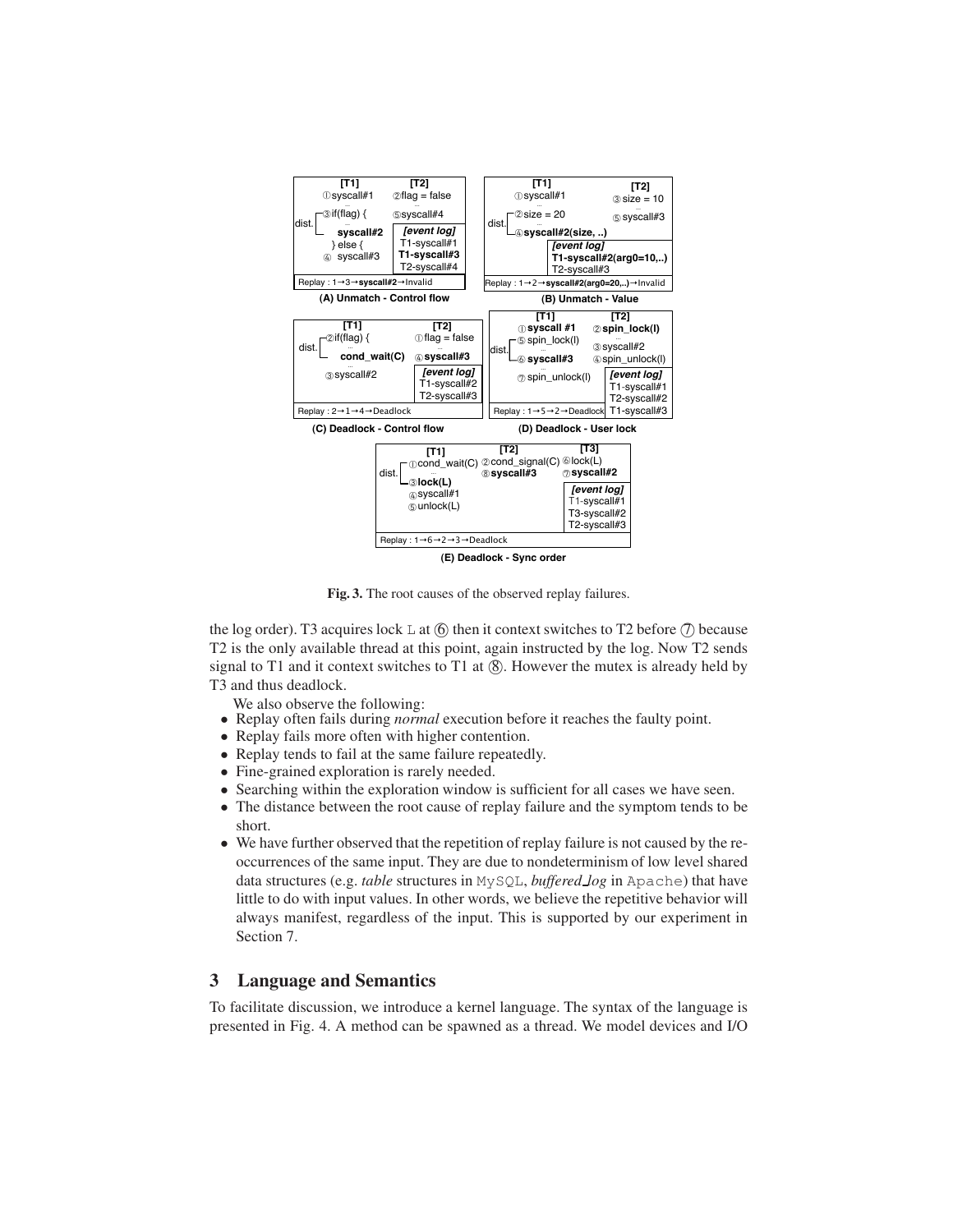**Fig. 3.** The root causes of the observed replay failures.

the log order). T3 acquires lock L at ⑥ then it context switches to T2 before ⑦ because T2 is the only available thread at this point, again instructed by the log. Now T2 sends signal to T1 and it context switches to T1 at ⑧. However the mutex is already held by T3 and thus deadlock.

We also observe the following:

- Replay often fails during *normal* execution before it reaches the faulty point.
- Replay fails more often with higher contention.
- Replay tends to fail at the same failure repeatedly.
- Fine-grained exploration is rarely needed.
- Searching within the exploration window is sufficient for all cases we have seen.
- The distance between the root cause of replay failure and the symptom tends to be short.
- We have further observed that the repetition of replay failure is not caused by the re-occurrences of the same input. They are due to nondeterminism of low level shared data structures (e.g. *table* structures in MySQL, *buffered_log* in Apache) that have little to do with input values. In other words, we believe the repetitive behavior will always manifest, regardless of the input. This is supported by our experiment in Section 7.

## 3 Language and Semantics

To facilitate discussion, we introduce a kernel language. The syntax of the language is presented in Fig. 4. A method can be spawned as a thread. We model devices and I/O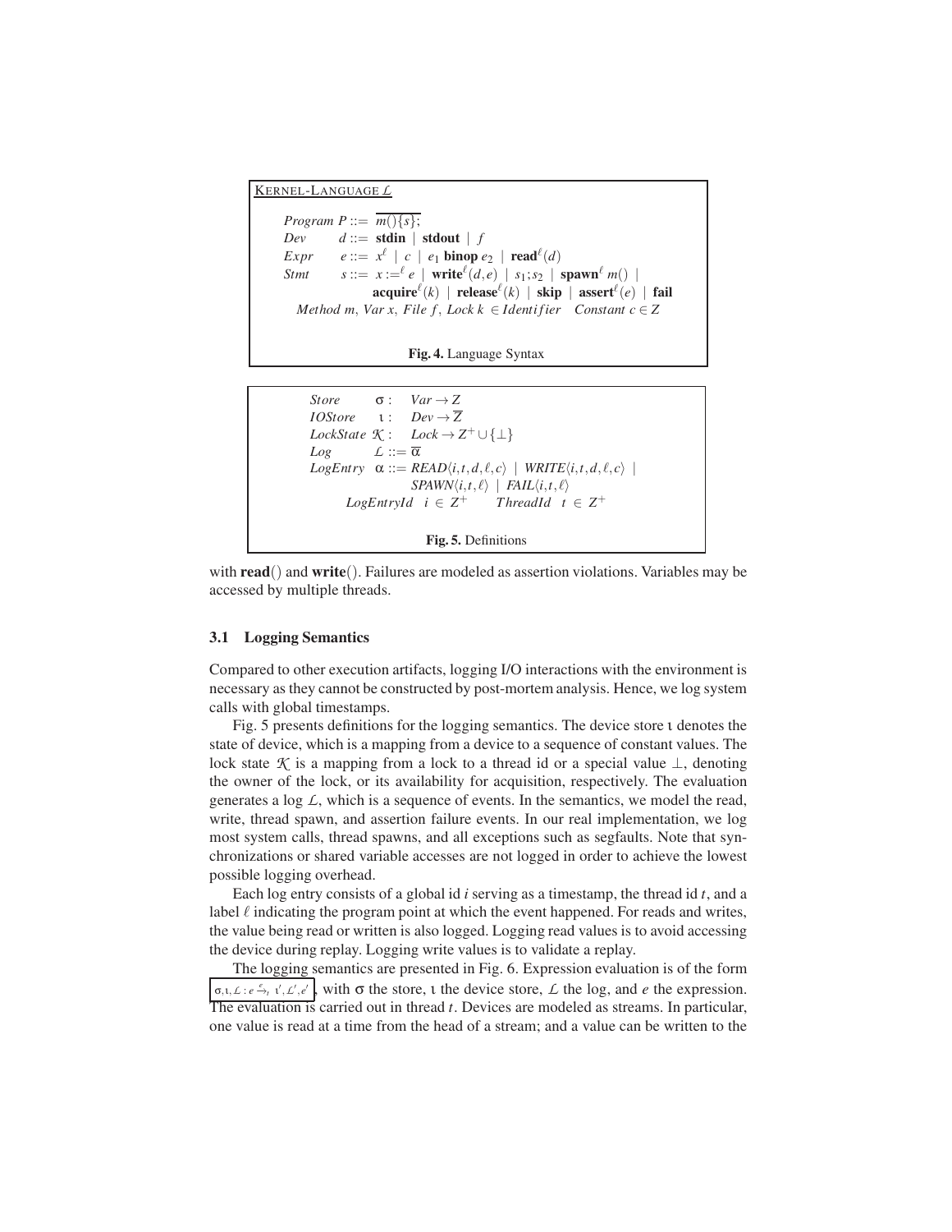KERNEL-LANGUAGE $\mathcal{L}$

$$
\begin{array}{llcl}
\textit{Program} & P & ::= & \overline{m()\{s\};} \\
\textit{Dev} & d & ::= & \textbf{stdin} \mid \textbf{stdout} \mid f \\
\textit{Expr} & e & ::= & x^{\ell} \mid c \mid e_1 \textbf{ binop } e_2 \mid \textbf{read}^{\ell}(d) \\
\textit{Stmt} & s & ::= & x :=^{\ell} e \mid \textbf{write}^{\ell}(d,e) \mid s_1;s_2 \mid \textbf{spawn}^{\ell}\, m() \mid \\
 & & & \textbf{acquire}^{\ell}(k) \mid \textbf{release}^{\ell}(k) \mid \textbf{skip} \mid \textbf{assert}^{\ell}(e) \mid \textbf{fail}
\end{array}
$$

*Method m, Var x, File f, Lock k* $\in$ *Identifier* &nbsp;&nbsp; *Constant* $c \in Z$

**Fig. 4.** Language Syntax

$$
\begin{array}{lll}
\textit{Store} & \sigma: & Var \rightarrow Z \\
\textit{IOStore} & \iota: & Dev \rightarrow \overline{Z} \\
\textit{LockState} & \mathcal{K}: & Lock \rightarrow Z^{+} \cup \{\bot\} \\
\textit{Log} & \mathcal{L} ::= \overline{\alpha} & \\
\textit{LogEntry} & \alpha ::= & READ\langle i,t,d,\ell,c\rangle \mid WRITE\langle i,t,d,\ell,c\rangle \mid \\
 & & SPAWN\langle i,t,\ell\rangle \mid FAIL\langle i,t,\ell\rangle
\end{array}
$$

*LogEntryId* $i \in Z^{+}$ &nbsp;&nbsp; *ThreadId* $t \in Z^{+}$

**Fig. 5.** Definitions

with **read**() and **write**(). Failures are modeled as assertion violations. Variables may be accessed by multiple threads.

### 3.1 Logging Semantics

Compared to other execution artifacts, logging I/O interactions with the environment is necessary as they cannot be constructed by post-mortem analysis. Hence, we log system calls with global timestamps.

Fig. 5 presents definitions for the logging semantics. The device store $\iota$ denotes the state of device, which is a mapping from a device to a sequence of constant values. The lock state $\mathcal{K}$ is a mapping from a lock to a thread id or a special value $\bot$, denoting the owner of the lock, or its availability for acquisition, respectively. The evaluation generates a log $\mathcal{L}$, which is a sequence of events. In the semantics, we model the read, write, thread spawn, and assertion failure events. In our real implementation, we log most system calls, thread spawns, and all exceptions such as segfaults. Note that synchronizations or shared variable accesses are not logged in order to achieve the lowest possible logging overhead.

Each log entry consists of a global id $i$ serving as a timestamp, the thread id $t$, and a label $\ell$ indicating the program point at which the event happened. For reads and writes, the value being read or written is also logged. Logging read values is to avoid accessing the device during replay. Logging write values is to validate a replay.

The logging semantics are presented in Fig. 6. Expression evaluation is of the form $\boxed{\sigma,\iota,\mathcal{L} : e \xrightarrow{e}_{t} \iota',\mathcal{L}',e'}$, with $\sigma$ the store, $\iota$ the device store, $\mathcal{L}$ the log, and $e$ the expression. The evaluation is carried out in thread $t$. Devices are modeled as streams. In particular, one value is read at a time from the head of a stream; and a value can be written to the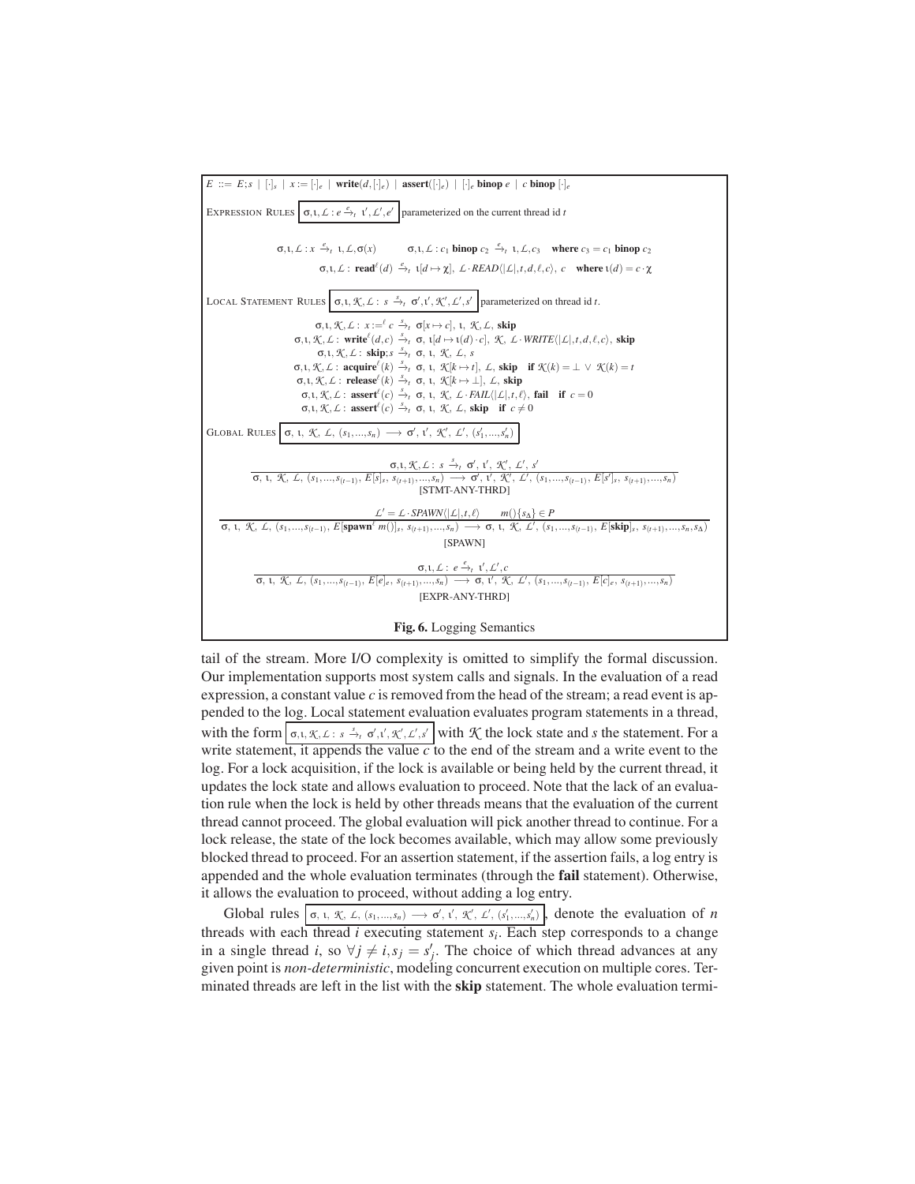$E ::= E;s \mid [\cdot]_s \mid x := [\cdot]_e \mid \textbf{write}(d, [\cdot]_e) \mid \textbf{assert}([\cdot]_e) \mid [\cdot]_e \textbf{ binop } e \mid c \textbf{ binop } [\cdot]_e$

EXPRESSION RULES $\boxed{\sigma, \iota, \mathcal{L} : e \xrightarrow{e}_t \iota', \mathcal{L}', e'}$ parameterized on the current thread id $t$

$$\sigma, \iota, \mathcal{L} : x \xrightarrow{e}_t \iota, \mathcal{L}, \sigma(x) \qquad \sigma, \iota, \mathcal{L} : c_1 \textbf{ binop } c_2 \xrightarrow{e}_t \iota, \mathcal{L}, c_3 \quad \textbf{where } c_3 = c_1 \textbf{ binop } c_2$$

$$\sigma, \iota, \mathcal{L} : \textbf{read}^{\ell}(d) \xrightarrow{e}_t \iota[d \mapsto \chi],\ \mathcal{L} \cdot READ\langle|\mathcal{L}|, t, d, \ell, c\rangle,\ c \quad \textbf{where } \iota(d) = c \cdot \chi$$

LOCAL STATEMENT RULES $\boxed{\sigma, \iota, \mathcal{K}, \mathcal{L} :\ s \xrightarrow{s}_t \sigma', \iota', \mathcal{K}', \mathcal{L}', s'}$ parameterized on thread id $t$.

$$\sigma, \iota, \mathcal{K}, \mathcal{L} :\ x :=^{\ell} c \xrightarrow{s}_t \sigma[x \mapsto c],\ \iota,\ \mathcal{K}, \mathcal{L},\ \textbf{skip}$$
$$\sigma, \iota, \mathcal{K}, \mathcal{L} :\ \textbf{write}^{\ell}(d, c) \xrightarrow{s}_t \sigma,\ \iota[d \mapsto \iota(d) \cdot c],\ \mathcal{K},\ \mathcal{L} \cdot WRITE\langle|\mathcal{L}|, t, d, \ell, c\rangle,\ \textbf{skip}$$
$$\sigma, \iota, \mathcal{K}, \mathcal{L} :\ \textbf{skip}; s \xrightarrow{s}_t \sigma,\ \iota,\ \mathcal{K},\ \mathcal{L},\ s$$
$$\sigma, \iota, \mathcal{K}, \mathcal{L} :\ \textbf{acquire}^{\ell}(k) \xrightarrow{s}_t \sigma,\ \iota,\ \mathcal{K}[k \mapsto t],\ \mathcal{L},\ \textbf{skip} \quad \textbf{if } \mathcal{K}(k) = \bot\ \vee\ \mathcal{K}(k) = t$$
$$\sigma, \iota, \mathcal{K}, \mathcal{L} :\ \textbf{release}^{\ell}(k) \xrightarrow{s}_t \sigma,\ \iota,\ \mathcal{K}[k \mapsto \bot],\ \mathcal{L},\ \textbf{skip}$$
$$\sigma, \iota, \mathcal{K}, \mathcal{L} :\ \textbf{assert}^{\ell}(c) \xrightarrow{s}_t \sigma,\ \iota,\ \mathcal{K},\ \mathcal{L} \cdot FAIL\langle|\mathcal{L}|, t, \ell\rangle,\ \textbf{fail} \quad \textbf{if } c = 0$$
$$\sigma, \iota, \mathcal{K}, \mathcal{L} :\ \textbf{assert}^{\ell}(c) \xrightarrow{s}_t \sigma,\ \iota,\ \mathcal{K},\ \mathcal{L},\ \textbf{skip} \quad \textbf{if } c \neq 0$$

GLOBAL RULES $\boxed{\sigma,\ \iota,\ \mathcal{K},\ \mathcal{L},\ (s_1, \ldots, s_n) \longrightarrow \sigma',\ \iota',\ \mathcal{K}',\ \mathcal{L}',\ (s'_1, \ldots, s'_n)}$

$$\frac{\sigma, \iota, \mathcal{K}, \mathcal{L} :\ s \xrightarrow{s}_t \sigma',\ \iota',\ \mathcal{K}',\ \mathcal{L}',\ s'}{\sigma,\ \iota,\ \mathcal{K},\ \mathcal{L},\ (s_1, \ldots, s_{(t-1)},\ E[s]_s,\ s_{(t+1)}, \ldots, s_n) \longrightarrow \sigma',\ \iota',\ \mathcal{K}',\ \mathcal{L}',\ (s_1, \ldots, s_{(t-1)},\ E[s']_s,\ s_{(t+1)}, \ldots, s_n)}$$
[STMT-ANY-THRD]

$$\frac{\mathcal{L}' = \mathcal{L} \cdot SPAWN\langle|\mathcal{L}|, t, \ell\rangle \qquad m()\{s_{\Delta}\} \in P}{\sigma,\ \iota,\ \mathcal{K},\ \mathcal{L},\ (s_1, \ldots, s_{(t-1)},\ E[\textbf{spawn}^{\ell}\ m()]_s,\ s_{(t+1)}, \ldots, s_n) \longrightarrow \sigma,\ \iota,\ \mathcal{K},\ \mathcal{L}',\ (s_1, \ldots, s_{(t-1)},\ E[\textbf{skip}]_s,\ s_{(t+1)}, \ldots, s_n, s_{\Delta})}$$
[SPAWN]

$$\frac{\sigma, \iota, \mathcal{L} :\ e \xrightarrow{e}_t \iota', \mathcal{L}', c}{\sigma,\ \iota,\ \mathcal{K},\ \mathcal{L},\ (s_1, \ldots, s_{(t-1)},\ E[e]_e,\ s_{(t+1)}, \ldots, s_n) \longrightarrow \sigma,\ \iota',\ \mathcal{K},\ \mathcal{L}',\ (s_1, \ldots, s_{(t-1)},\ E[c]_e,\ s_{(t+1)}, \ldots, s_n)}$$
[EXPR-ANY-THRD]

**Fig. 6.** Logging Semantics

tail of the stream. More I/O complexity is omitted to simplify the formal discussion. Our implementation supports most system calls and signals. In the evaluation of a read expression, a constant value $c$ is removed from the head of the stream; a read event is appended to the log. Local statement evaluation evaluates program statements in a thread, with the form $\boxed{\sigma, \iota, \mathcal{K}, \mathcal{L} :\ s \xrightarrow{s}_t \sigma', \iota', \mathcal{K}', \mathcal{L}', s'}$ with $\mathcal{K}$ the lock state and $s$ the statement. For a write statement, it appends the value $c$ to the end of the stream and a write event to the log. For a lock acquisition, if the lock is available or being held by the current thread, it updates the lock state and allows evaluation to proceed. Note that the lack of an evaluation rule when the lock is held by other threads means that the evaluation of the current thread cannot proceed. The global evaluation will pick another thread to continue. For a lock release, the state of the lock becomes available, which may allow some previously blocked thread to proceed. For an assertion statement, if the assertion fails, a log entry is appended and the whole evaluation terminates (through the **fail** statement). Otherwise, it allows the evaluation to proceed, without adding a log entry.

Global rules $\boxed{\sigma,\ \iota,\ \mathcal{K},\ \mathcal{L},\ (s_1, \ldots, s_n) \longrightarrow \sigma',\ \iota',\ \mathcal{K}',\ \mathcal{L}',\ (s'_1, \ldots, s'_n)}$, denote the evaluation of $n$ threads with each thread $i$ executing statement $s_i$. Each step corresponds to a change in a single thread $i$, so $\forall j \neq i, s_j = s'_j$. The choice of which thread advances at any given point is *non-deterministic*, modeling concurrent execution on multiple cores. Terminated threads are left in the list with the **skip** statement. The whole evaluation termi-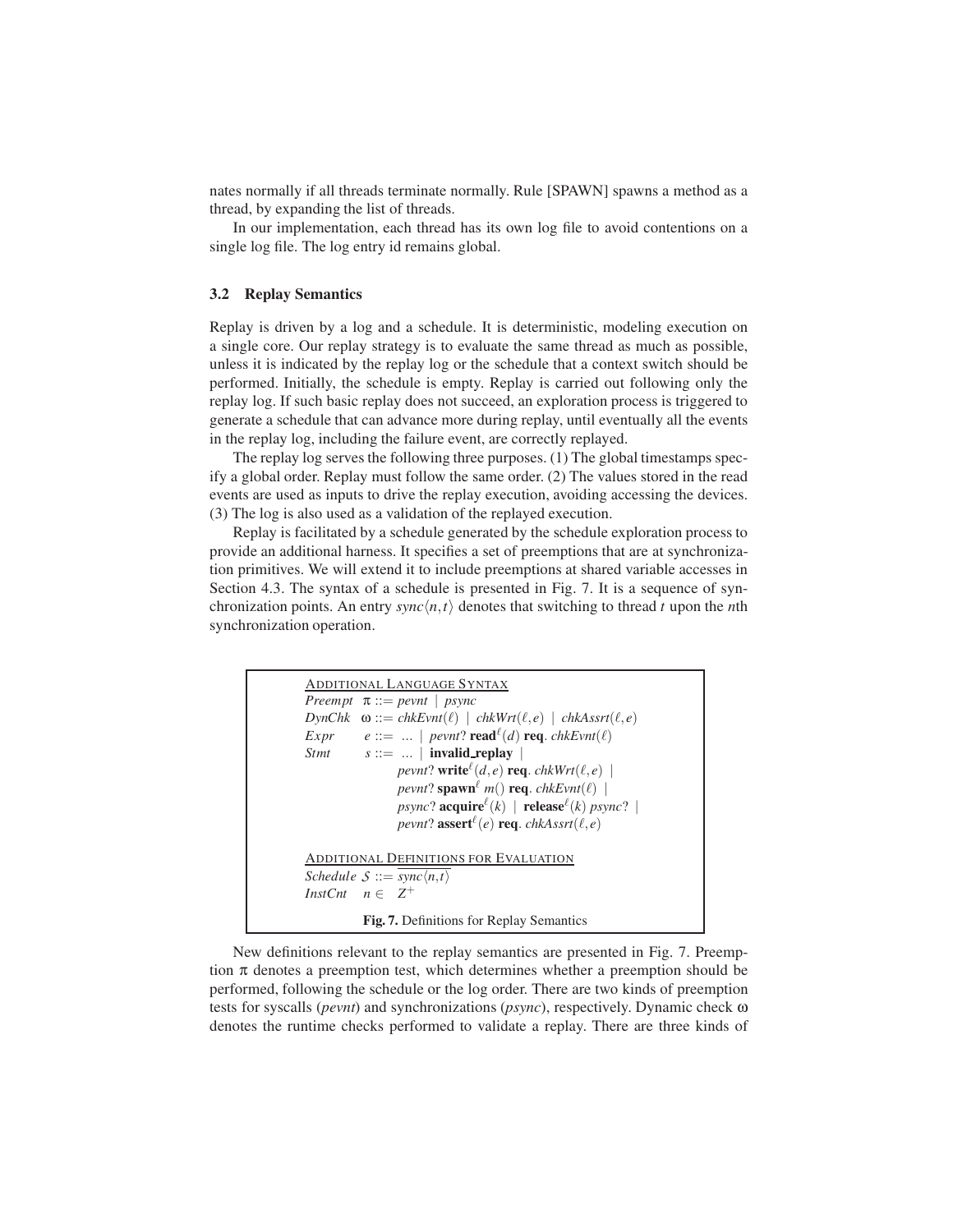nates normally if all threads terminate normally. Rule [SPAWN] spawns a method as a thread, by expanding the list of threads.

In our implementation, each thread has its own log file to avoid contentions on a single log file. The log entry id remains global.

### 3.2 Replay Semantics

Replay is driven by a log and a schedule. It is deterministic, modeling execution on a single core. Our replay strategy is to evaluate the same thread as much as possible, unless it is indicated by the replay log or the schedule that a context switch should be performed. Initially, the schedule is empty. Replay is carried out following only the replay log. If such basic replay does not succeed, an exploration process is triggered to generate a schedule that can advance more during replay, until eventually all the events in the replay log, including the failure event, are correctly replayed.

The replay log serves the following three purposes. (1) The global timestamps specify a global order. Replay must follow the same order. (2) The values stored in the read events are used as inputs to drive the replay execution, avoiding accessing the devices. (3) The log is also used as a validation of the replayed execution.

Replay is facilitated by a schedule generated by the schedule exploration process to provide an additional harness. It specifies a set of preemptions that are at synchronization primitives. We will extend it to include preemptions at shared variable accesses in Section 4.3. The syntax of a schedule is presented in Fig. 7. It is a sequence of synchronization points. An entry $sync\langle n,t\rangle$ denotes that switching to thread $t$ upon the $n$th synchronization operation.

ADDITIONAL LANGUAGE SYNTAX

$$
\begin{array}{lll}
\textit{Preempt} & \pi ::= \textit{pevnt} \mid \textit{psync} \\
\textit{DynChk} & \omega ::= \textit{chkEvnt}(\ell) \mid \textit{chkWrt}(\ell,e) \mid \textit{chkAssrt}(\ell,e) \\
\textit{Expr} & e ::= \ \ldots \mid \textit{pevnt}?\ \textbf{read}^{\ell}(d)\ \textbf{req}.\ \textit{chkEvnt}(\ell) \\
\textit{Stmt} & s ::= \ \ldots \mid \textbf{invalid\_replay} \mid \\
& \quad \textit{pevnt}?\ \textbf{write}^{\ell}(d,e)\ \textbf{req}.\ \textit{chkWrt}(\ell,e) \mid \\
& \quad \textit{pevnt}?\ \textbf{spawn}^{\ell}\ m()\ \textbf{req}.\ \textit{chkEvnt}(\ell) \mid \\
& \quad \textit{psync}?\ \textbf{acquire}^{\ell}(k) \mid \textbf{release}^{\ell}(k)\ \textit{psync}? \mid \\
& \quad \textit{pevnt}?\ \textbf{assert}^{\ell}(e)\ \textbf{req}.\ \textit{chkAssrt}(\ell,e)
\end{array}
$$

ADDITIONAL DEFINITIONS FOR EVALUATION

$$
\begin{array}{ll}
\textit{Schedule} & \mathcal{S} ::= \overline{sync\langle n,t\rangle} \\
\textit{InstCnt} & n \in Z^{+}
\end{array}
$$

**Fig. 7.** Definitions for Replay Semantics

New definitions relevant to the replay semantics are presented in Fig. 7. Preemption $\pi$ denotes a preemption test, which determines whether a preemption should be performed, following the schedule or the log order. There are two kinds of preemption tests for syscalls (*pevnt*) and synchronizations (*psync*), respectively. Dynamic check $\omega$ denotes the runtime checks performed to validate a replay. There are three kinds of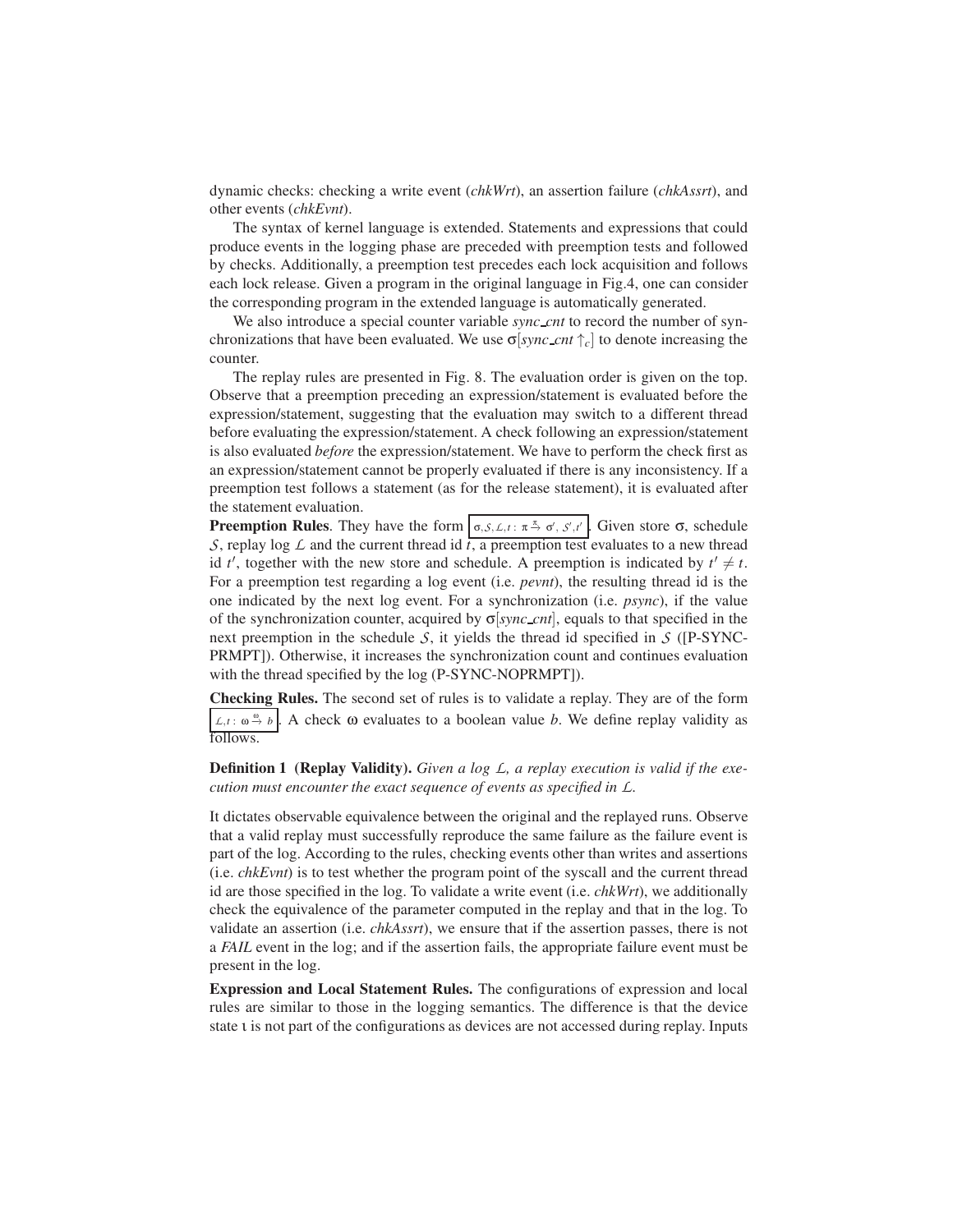dynamic checks: checking a write event (*chkWrt*), an assertion failure (*chkAssrt*), and other events (*chkEvnt*).

The syntax of kernel language is extended. Statements and expressions that could produce events in the logging phase are preceded with preemption tests and followed by checks. Additionally, a preemption test precedes each lock acquisition and follows each lock release. Given a program in the original language in Fig.4, one can consider the corresponding program in the extended language is automatically generated.

We also introduce a special counter variable *sync_cnt* to record the number of synchronizations that have been evaluated. We use $\sigma[sync\_cnt \uparrow_c]$ to denote increasing the counter.

The replay rules are presented in Fig. 8. The evaluation order is given on the top. Observe that a preemption preceding an expression/statement is evaluated before the expression/statement, suggesting that the evaluation may switch to a different thread before evaluating the expression/statement. A check following an expression/statement is also evaluated *before* the expression/statement. We have to perform the check first as an expression/statement cannot be properly evaluated if there is any inconsistency. If a preemption test follows a statement (as for the release statement), it is evaluated after the statement evaluation.

**Preemption Rules**. They have the form $\boxed{\sigma, \mathcal{S}, \mathcal{L}, t : \pi \xrightarrow{\pi} \sigma', \mathcal{S}', t'}$. Given store $\sigma$, schedule $\mathcal{S}$, replay log $\mathcal{L}$ and the current thread id $t$, a preemption test evaluates to a new thread id $t'$, together with the new store and schedule. A preemption is indicated by $t' \neq t$. For a preemption test regarding a log event (i.e. *pevnt*), the resulting thread id is the one indicated by the next log event. For a synchronization (i.e. *psync*), if the value of the synchronization counter, acquired by $\sigma[sync\_cnt]$, equals to that specified in the next preemption in the schedule $\mathcal{S}$, it yields the thread id specified in $\mathcal{S}$ ([P-SYNC-PRMPT]). Otherwise, it increases the synchronization count and continues evaluation with the thread specified by the log (P-SYNC-NOPRMPT]).

**Checking Rules.** The second set of rules is to validate a replay. They are of the form $\boxed{\mathcal{L}, t : \omega \xrightarrow{\omega} b}$. A check $\omega$ evaluates to a boolean value $b$. We define replay validity as follows.

**Definition 1 (Replay Validity).** *Given a log $\mathcal{L}$, a replay execution is valid if the execution must encounter the exact sequence of events as specified in $\mathcal{L}$.*

It dictates observable equivalence between the original and the replayed runs. Observe that a valid replay must successfully reproduce the same failure as the failure event is part of the log. According to the rules, checking events other than writes and assertions (i.e. *chkEvnt*) is to test whether the program point of the syscall and the current thread id are those specified in the log. To validate a write event (i.e. *chkWrt*), we additionally check the equivalence of the parameter computed in the replay and that in the log. To validate an assertion (i.e. *chkAssrt*), we ensure that if the assertion passes, there is not a *FAIL* event in the log; and if the assertion fails, the appropriate failure event must be present in the log.

**Expression and Local Statement Rules.** The configurations of expression and local rules are similar to those in the logging semantics. The difference is that the device state $\iota$ is not part of the configurations as devices are not accessed during replay. Inputs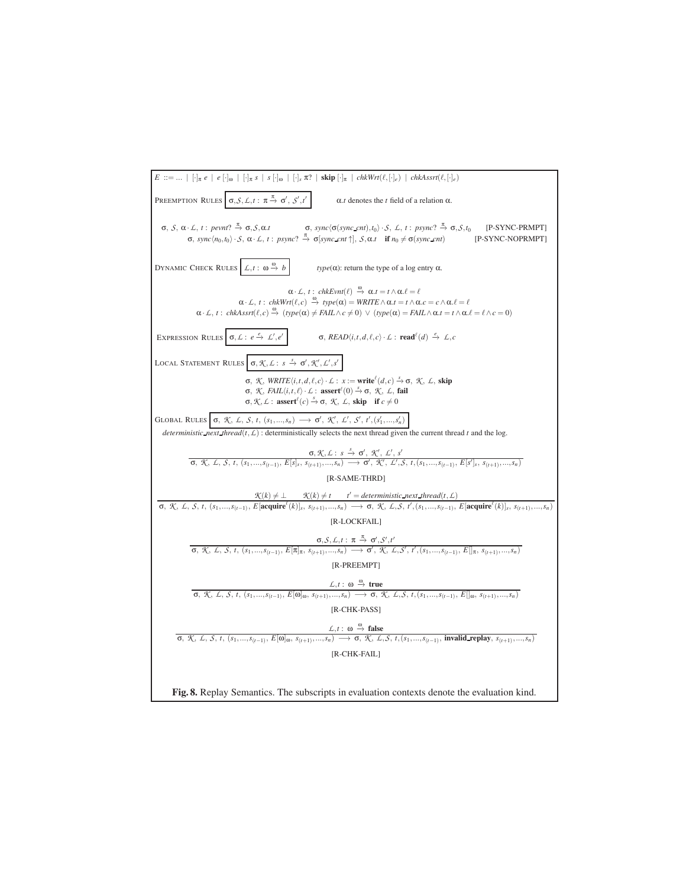$$E ::= \ldots \mid [\cdot]_\pi\ e \mid e\ [\cdot]_\omega \mid [\cdot]_\pi\ s \mid s\ [\cdot]_\omega \mid [\cdot]_s\ \pi? \mid \textbf{skip}\ [\cdot]_\pi \mid chkWrt(\ell, [\cdot]_e) \mid chkAssrt(\ell, [\cdot]_e)$$

PREEMPTION RULES $\boxed{\sigma, \mathcal{S}, \mathcal{L}, t : \pi \xrightarrow{\pi} \sigma', \mathcal{S}', t'}$ $\alpha.t$ denotes the $t$ field of a relation $\alpha$.

$$\sigma,\ \mathcal{S},\ \alpha \cdot \mathcal{L},\ t : \mathit{pevnt}? \xrightarrow{\pi} \sigma, \mathcal{S}, \alpha.t \qquad \sigma,\ \mathit{sync}\langle\sigma(\mathit{sync\_cnt}), t_0\rangle \cdot \mathcal{S},\ \mathcal{L},\ t : \mathit{psync}? \xrightarrow{\pi} \sigma, \mathcal{S}, t_0 \qquad \text{[P-SYNC-PRMPT]}$$

$$\sigma,\ \mathit{sync}\langle n_0, t_0\rangle \cdot \mathcal{S},\ \alpha \cdot \mathcal{L},\ t : \mathit{psync}? \xrightarrow{\pi} \sigma[\mathit{sync\_cnt} \uparrow],\ \mathcal{S}, \alpha.t \quad \textbf{if } n_0 \neq \sigma(\mathit{sync\_cnt}) \qquad \text{[P-SYNC-NOPRMPT]}$$

DYNAMIC CHECK RULES $\boxed{\mathcal{L}, t : \omega \xrightarrow{\omega} b}$ $type(\alpha)$: return the type of a log entry $\alpha$.

$$\alpha \cdot \mathcal{L},\ t : \mathit{chkEvnt}(\ell) \xrightarrow{\omega} \alpha.t = t \wedge \alpha.\ell = \ell$$

$$\alpha \cdot \mathcal{L},\ t : \mathit{chkWrt}(\ell, c) \xrightarrow{\omega} \mathit{type}(\alpha) = \mathit{WRITE} \wedge \alpha.t = t \wedge \alpha.c = c \wedge \alpha.\ell = \ell$$

$$\alpha \cdot \mathcal{L},\ t : \mathit{chkAssrt}(\ell, c) \xrightarrow{\omega} (\mathit{type}(\alpha) \neq \mathit{FAIL} \wedge c \neq 0) \vee (\mathit{type}(\alpha) = \mathit{FAIL} \wedge \alpha.t = t \wedge \alpha.\ell = \ell \wedge c = 0)$$

EXPRESSION RULES $\boxed{\sigma, \mathcal{L} : e \xrightarrow{e} \mathcal{L}', e'}$ $\sigma,\ \mathit{READ}\langle i, t, d, \ell, c\rangle \cdot \mathcal{L} : \textbf{read}^\ell(d) \xrightarrow{e} \mathcal{L}, c$

LOCAL STATEMENT RULES $\boxed{\sigma, \mathcal{K}, \mathcal{L} : s \xrightarrow{s} \sigma', \mathcal{K}', \mathcal{L}', s'}$

$$\sigma,\ \mathcal{K},\ \mathit{WRITE}\langle i, t, d, \ell, c\rangle \cdot \mathcal{L} : x := \textbf{write}^\ell(d, c) \xrightarrow{s} \sigma,\ \mathcal{K},\ \mathcal{L},\ \textbf{skip}$$

$$\sigma,\ \mathcal{K},\ \mathit{FAIL}\langle i, t, \ell\rangle \cdot \mathcal{L} : \textbf{assert}^\ell(0) \xrightarrow{s} \sigma,\ \mathcal{K},\ \mathcal{L},\ \textbf{fail}$$

$$\sigma, \mathcal{K}, \mathcal{L} : \textbf{assert}^\ell(c) \xrightarrow{s} \sigma,\ \mathcal{K},\ \mathcal{L},\ \textbf{skip} \quad \textbf{if } c \neq 0$$

GLOBAL RULES $\boxed{\sigma,\ \mathcal{K},\ \mathcal{L},\ \mathcal{S},\ t,\ (s_1, \ldots, s_n) \longrightarrow \sigma',\ \mathcal{K}',\ \mathcal{L}',\ \mathcal{S}',\ t',\ (s_1', \ldots, s_n')}$

*deterministic_next_thread*$(t, \mathcal{L})$ : deterministically selects the next thread given the current thread $t$ and the log.

$$\frac{\sigma, \mathcal{K}, \mathcal{L} : s \xrightarrow{s} \sigma',\ \mathcal{K}',\ \mathcal{L}',\ s'}{\sigma,\ \mathcal{K},\ \mathcal{L},\ \mathcal{S},\ t,\ (s_1, \ldots, s_{(t-1)},\ E[s]_s,\ s_{(t+1)}, \ldots, s_n) \longrightarrow \sigma',\ \mathcal{K}',\ \mathcal{L}', \mathcal{S},\ t, (s_1, \ldots, s_{(t-1)},\ E[s']_s,\ s_{(t+1)}, \ldots, s_n)}$$

[R-SAME-THRD]

$$\frac{\mathcal{K}(k) \neq \bot \qquad \mathcal{K}(k) \neq t \qquad t' = \mathit{deterministic\_next\_thread}(t, \mathcal{L})}{\sigma,\ \mathcal{K},\ \mathcal{L},\ \mathcal{S},\ t,\ (s_1, \ldots, s_{(t-1)},\ E[\textbf{acquire}^\ell(k)]_s,\ s_{(t+1)}, \ldots, s_n) \longrightarrow \sigma,\ \mathcal{K},\ \mathcal{L}, \mathcal{S},\ t', (s_1, \ldots, s_{(t-1)},\ E[\textbf{acquire}^\ell(k)]_s,\ s_{(t+1)}, \ldots, s_n)}$$

[R-LOCKFAIL]

$$\frac{\sigma, \mathcal{S}, \mathcal{L}, t : \pi \xrightarrow{\pi} \sigma', \mathcal{S}', t'}{\sigma,\ \mathcal{K},\ \mathcal{L},\ \mathcal{S},\ t,\ (s_1, \ldots, s_{(t-1)},\ E[\pi]_\pi,\ s_{(t+1)}, \ldots, s_n) \longrightarrow \sigma',\ \mathcal{K},\ \mathcal{L}, \mathcal{S}',\ t', (s_1, \ldots, s_{(t-1)},\ E[\,]_\pi,\ s_{(t+1)}, \ldots, s_n)}$$

[R-PREEMPT]

$$\frac{\mathcal{L}, t : \omega \xrightarrow{\omega} \textbf{true}}{\sigma,\ \mathcal{K},\ \mathcal{L},\ \mathcal{S},\ t,\ (s_1, \ldots, s_{(t-1)},\ E[\omega]_\omega,\ s_{(t+1)}, \ldots, s_n) \longrightarrow \sigma,\ \mathcal{K},\ \mathcal{L}, \mathcal{S},\ t, (s_1, \ldots, s_{(t-1)},\ E[\,]_\omega,\ s_{(t+1)}, \ldots, s_n)}$$

[R-CHK-PASS]

$$\frac{\mathcal{L}, t : \omega \xrightarrow{\omega} \textbf{false}}{\sigma,\ \mathcal{K},\ \mathcal{L},\ \mathcal{S},\ t,\ (s_1, \ldots, s_{(t-1)},\ E[\omega]_\omega,\ s_{(t+1)}, \ldots, s_n) \longrightarrow \sigma,\ \mathcal{K},\ \mathcal{L}, \mathcal{S},\ t, (s_1, \ldots, s_{(t-1)},\ \textbf{invalid\_replay},\ s_{(t+1)}, \ldots, s_n)}$$

[R-CHK-FAIL]

**Fig. 8.** Replay Semantics. The subscripts in evaluation contexts denote the evaluation kind.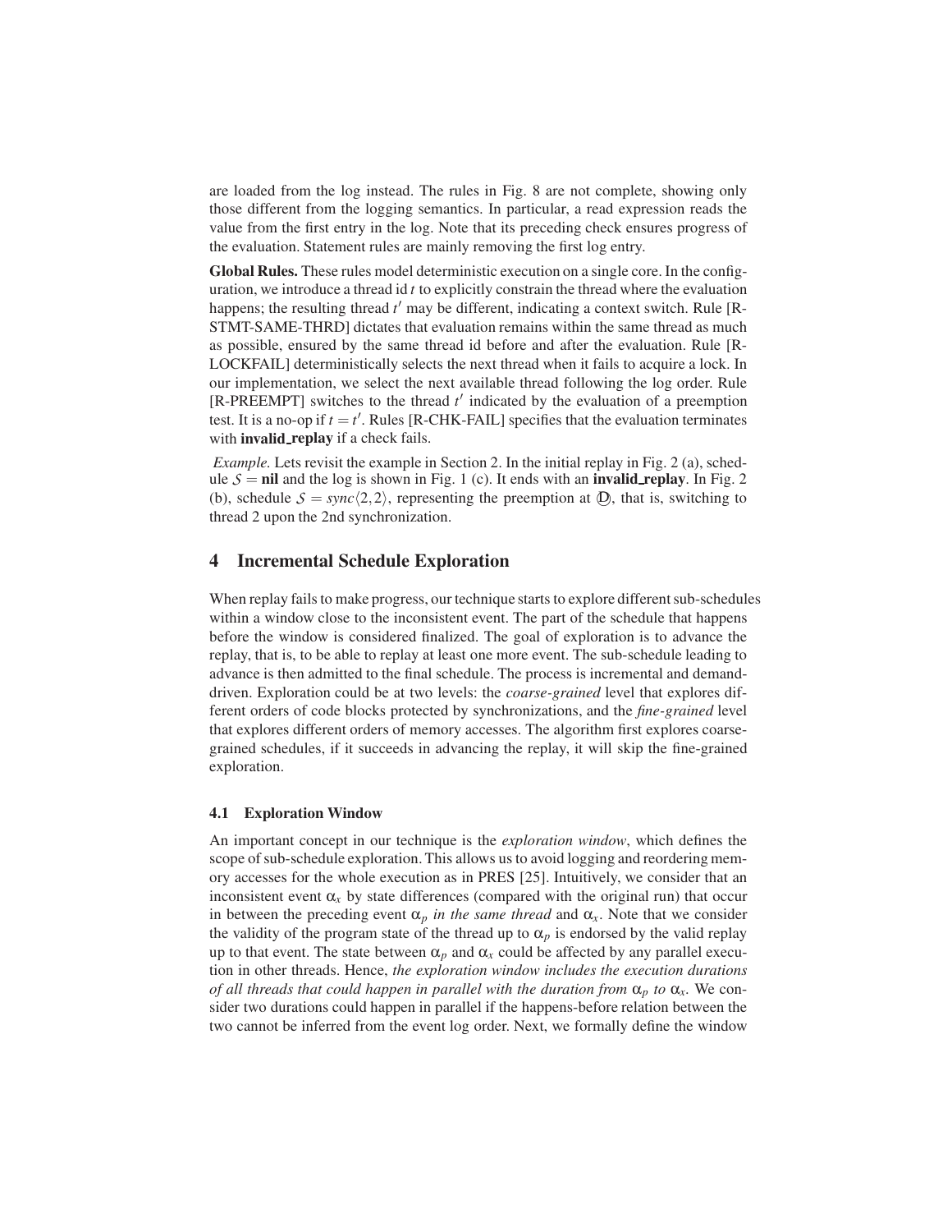are loaded from the log instead. The rules in Fig. 8 are not complete, showing only those different from the logging semantics. In particular, a read expression reads the value from the first entry in the log. Note that its preceding check ensures progress of the evaluation. Statement rules are mainly removing the first log entry.

**Global Rules.** These rules model deterministic execution on a single core. In the configuration, we introduce a thread id $t$ to explicitly constrain the thread where the evaluation happens; the resulting thread $t'$ may be different, indicating a context switch. Rule [R-STMT-SAME-THRD] dictates that evaluation remains within the same thread as much as possible, ensured by the same thread id before and after the evaluation. Rule [R-LOCKFAIL] deterministically selects the next thread when it fails to acquire a lock. In our implementation, we select the next available thread following the log order. Rule [R-PREEMPT] switches to the thread $t'$ indicated by the evaluation of a preemption test. It is a no-op if $t = t'$. Rules [R-CHK-FAIL] specifies that the evaluation terminates with **invalid_replay** if a check fails.

*Example.* Lets revisit the example in Section 2. In the initial replay in Fig. 2 (a), schedule $\mathcal{S} = \mathbf{nil}$ and the log is shown in Fig. 1 (c). It ends with an **invalid_replay**. In Fig. 2 (b), schedule $\mathcal{S} = sync\langle 2, 2\rangle$, representing the preemption at Ⓓ, that is, switching to thread 2 upon the 2nd synchronization.

## 4 Incremental Schedule Exploration

When replay fails to make progress, our technique starts to explore different sub-schedules within a window close to the inconsistent event. The part of the schedule that happens before the window is considered finalized. The goal of exploration is to advance the replay, that is, to be able to replay at least one more event. The sub-schedule leading to advance is then admitted to the final schedule. The process is incremental and demand-driven. Exploration could be at two levels: the *coarse-grained* level that explores different orders of code blocks protected by synchronizations, and the *fine-grained* level that explores different orders of memory accesses. The algorithm first explores coarse-grained schedules, if it succeeds in advancing the replay, it will skip the fine-grained exploration.

### 4.1 Exploration Window

An important concept in our technique is the *exploration window*, which defines the scope of sub-schedule exploration. This allows us to avoid logging and reordering memory accesses for the whole execution as in PRES [25]. Intuitively, we consider that an inconsistent event $\alpha_x$ by state differences (compared with the original run) that occur in between the preceding event $\alpha_p$ *in the same thread* and $\alpha_x$. Note that we consider the validity of the program state of the thread up to $\alpha_p$ is endorsed by the valid replay up to that event. The state between $\alpha_p$ and $\alpha_x$ could be affected by any parallel execution in other threads. Hence, *the exploration window includes the execution durations of all threads that could happen in parallel with the duration from* $\alpha_p$ *to* $\alpha_x$. We consider two durations could happen in parallel if the happens-before relation between the two cannot be inferred from the event log order. Next, we formally define the window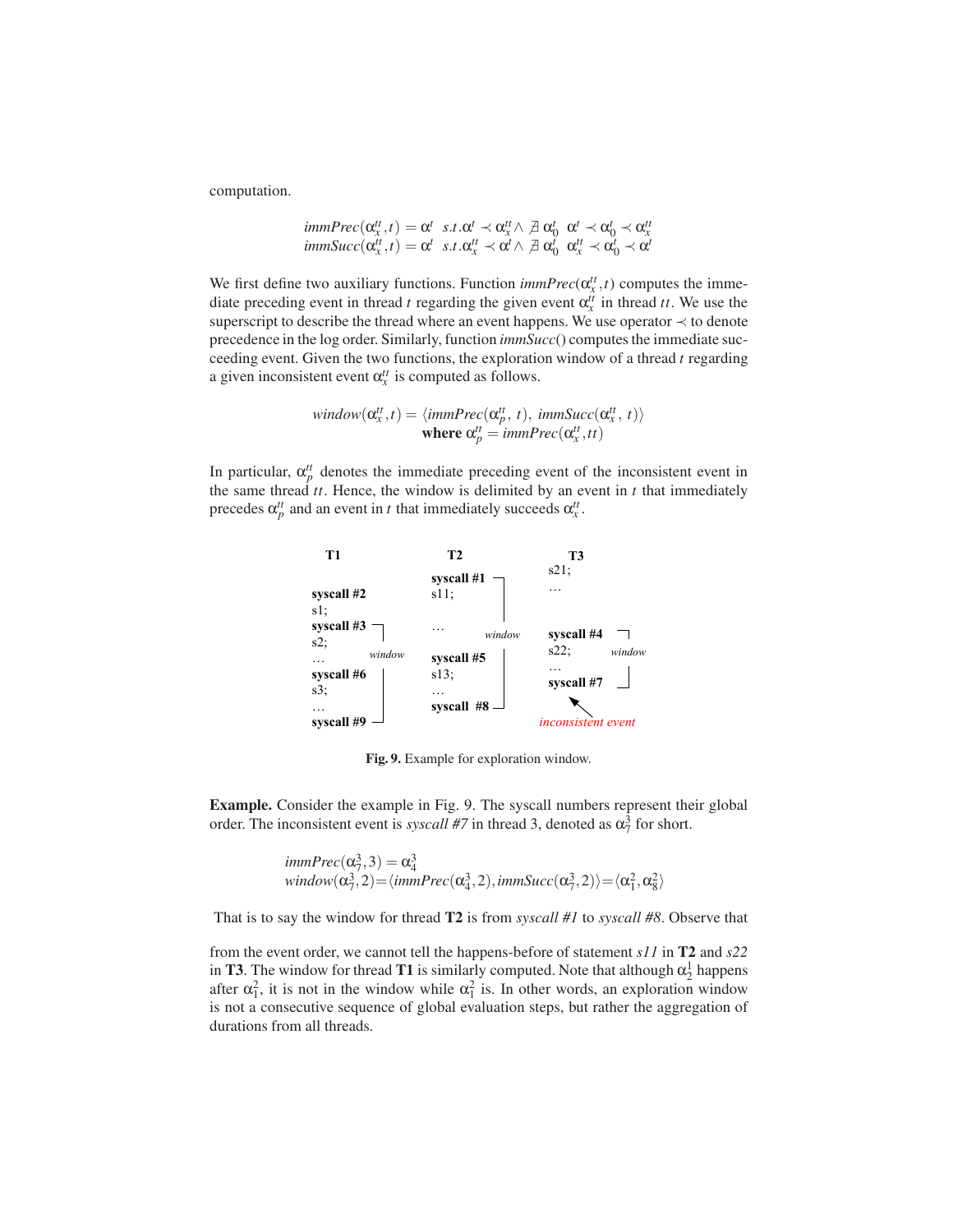computation.

$$
\begin{aligned}
immPrec(\alpha_x^{tt}, t) &= \alpha^t \;\; s.t. \, \alpha^t \prec \alpha_x^{tt} \wedge \nexists \, \alpha_0^t \;\; \alpha^t \prec \alpha_0^t \prec \alpha_x^{tt} \\
immSucc(\alpha_x^{tt}, t) &= \alpha^t \;\; s.t. \, \alpha_x^{tt} \prec \alpha^t \wedge \nexists \, \alpha_0^t \;\; \alpha_x^{tt} \prec \alpha_0^t \prec \alpha^t
\end{aligned}
$$

We first define two auxiliary functions. Function $immPrec(\alpha_x^{tt}, t)$ computes the immediate preceding event in thread $t$ regarding the given event $\alpha_x^{tt}$ in thread $tt$. We use the superscript to describe the thread where an event happens. We use operator $\prec$ to denote precedence in the log order. Similarly, function *immSucc*() computes the immediate succeeding event. Given the two functions, the exploration window of a thread $t$ regarding a given inconsistent event $\alpha_x^{tt}$ is computed as follows.

$$
\begin{gathered}
window(\alpha_x^{tt}, t) = \langle immPrec(\alpha_p^{tt}, \, t), \; immSucc(\alpha_x^{tt}, \, t) \rangle \\
\textbf{where } \alpha_p^{tt} = immPrec(\alpha_x^{tt}, tt)
\end{gathered}
$$

In particular, $\alpha_p^{tt}$ denotes the immediate preceding event of the inconsistent event in the same thread $tt$. Hence, the window is delimited by an event in $t$ that immediately precedes $\alpha_p^{tt}$ and an event in $t$ that immediately succeeds $\alpha_x^{tt}$.

| **T1** | **T2** | **T3** |
|---|---|---|
| | | s21; |
| | **syscall #1** ┐ | … |
| **syscall #2** | s11; | |
| s1; | | |
| **syscall #3** ┐ | … *window* | **syscall #4** ┐ |
| s2; *window* | | s22; *window* |
| … | **syscall #5** | … |
| **syscall #6** | s13; | **syscall #7** ┘ |
| s3; | … | ↖ *inconsistent event* |
| … | **syscall #8** ┘ | |
| **syscall #9** ┘ | | |

**Fig. 9.** Example for exploration window.

**Example.** Consider the example in Fig. 9. The syscall numbers represent their global order. The inconsistent event is *syscall #7* in thread 3, denoted as $\alpha_7^3$ for short.

$$
\begin{aligned}
&immPrec(\alpha_7^3, 3) = \alpha_4^3 \\
&window(\alpha_7^3, 2) = \langle immPrec(\alpha_4^3, 2), immSucc(\alpha_7^3, 2) \rangle = \langle \alpha_1^2, \alpha_8^2 \rangle
\end{aligned}
$$

That is to say the window for thread **T2** is from *syscall #1* to *syscall #8*. Observe that from the event order, we cannot tell the happens-before of statement *s11* in **T2** and *s22* in **T3**. The window for thread **T1** is similarly computed. Note that although $\alpha_2^1$ happens after $\alpha_1^2$, it is not in the window while $\alpha_1^2$ is. In other words, an exploration window is not a consecutive sequence of global evaluation steps, but rather the aggregation of durations from all threads.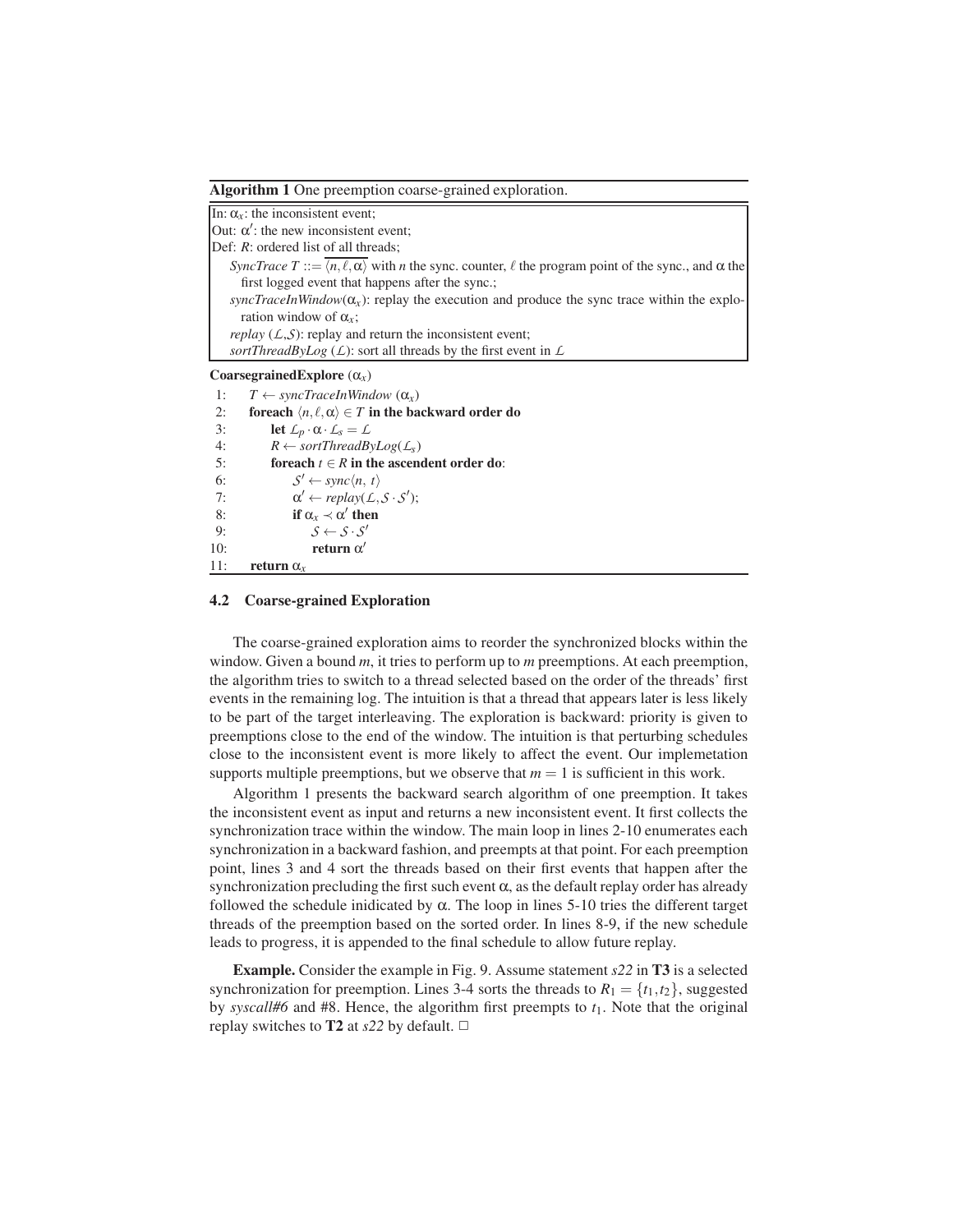**Algorithm 1** One preemption coarse-grained exploration.

In: $\alpha_x$: the inconsistent event;
Out: $\alpha'$: the new inconsistent event;
Def: *R*: ordered list of all threads;

*SyncTrace* $T ::= \overline{\langle n, \ell, \alpha \rangle}$ with *n* the sync. counter, $\ell$ the program point of the sync., and $\alpha$ the first logged event that happens after the sync.;

*syncTraceInWindow*($\alpha_x$): replay the execution and produce the sync trace within the exploration window of $\alpha_x$;

*replay* ($\mathcal{L}$,$\mathcal{S}$): replay and return the inconsistent event;

*sortThreadByLog* ($\mathcal{L}$): sort all threads by the first event in $\mathcal{L}$

**CoarsegrainedExplore** ($\alpha_x$)

```
1:   T ← syncTraceInWindow (α_x)
2:   foreach ⟨n, ℓ, α⟩ ∈ T in the backward order do
3:       let L_p · α · L_s = L
4:       R ← sortThreadByLog(L_s)
5:       foreach t ∈ R in the ascendent order do:
6:           S' ← sync⟨n, t⟩
7:           α' ← replay(L, S · S');
8:           if α_x ≺ α' then
9:               S ← S · S'
10:              return α'
11:  return α_x
```

### 4.2 Coarse-grained Exploration

The coarse-grained exploration aims to reorder the synchronized blocks within the window. Given a bound *m*, it tries to perform up to *m* preemptions. At each preemption, the algorithm tries to switch to a thread selected based on the order of the threads' first events in the remaining log. The intuition is that a thread that appears later is less likely to be part of the target interleaving. The exploration is backward: priority is given to preemptions close to the end of the window. The intuition is that perturbing schedules close to the inconsistent event is more likely to affect the event. Our implemetation supports multiple preemptions, but we observe that $m = 1$ is sufficient in this work.

Algorithm 1 presents the backward search algorithm of one preemption. It takes the inconsistent event as input and returns a new inconsistent event. It first collects the synchronization trace within the window. The main loop in lines 2-10 enumerates each synchronization in a backward fashion, and preempts at that point. For each preemption point, lines 3 and 4 sort the threads based on their first events that happen after the synchronization precluding the first such event $\alpha$, as the default replay order has already followed the schedule inidicated by $\alpha$. The loop in lines 5-10 tries the different target threads of the preemption based on the sorted order. In lines 8-9, if the new schedule leads to progress, it is appended to the final schedule to allow future replay.

**Example.** Consider the example in Fig. 9. Assume statement *s22* in **T3** is a selected synchronization for preemption. Lines 3-4 sorts the threads to $R_1 = \{t_1, t_2\}$, suggested by *syscall#6* and #8. Hence, the algorithm first preempts to $t_1$. Note that the original replay switches to **T2** at *s22* by default. □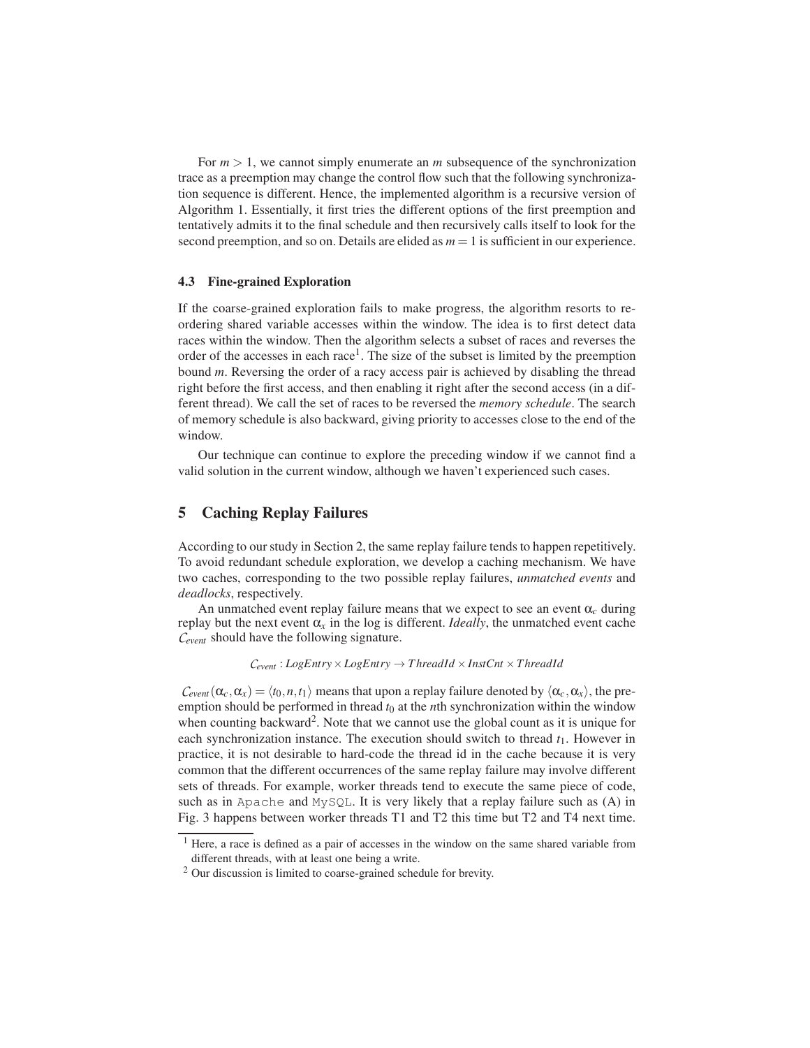For $m > 1$, we cannot simply enumerate an $m$ subsequence of the synchronization trace as a preemption may change the control flow such that the following synchronization sequence is different. Hence, the implemented algorithm is a recursive version of Algorithm 1. Essentially, it first tries the different options of the first preemption and tentatively admits it to the final schedule and then recursively calls itself to look for the second preemption, and so on. Details are elided as $m = 1$ is sufficient in our experience.

### 4.3 Fine-grained Exploration

If the coarse-grained exploration fails to make progress, the algorithm resorts to reordering shared variable accesses within the window. The idea is to first detect data races within the window. Then the algorithm selects a subset of races and reverses the order of the accesses in each race[1]. The size of the subset is limited by the preemption bound $m$. Reversing the order of a racy access pair is achieved by disabling the thread right before the first access, and then enabling it right after the second access (in a different thread). We call the set of races to be reversed the *memory schedule*. The search of memory schedule is also backward, giving priority to accesses close to the end of the window.

Our technique can continue to explore the preceding window if we cannot find a valid solution in the current window, although we haven't experienced such cases.

## 5 Caching Replay Failures

According to our study in Section 2, the same replay failure tends to happen repetitively. To avoid redundant schedule exploration, we develop a caching mechanism. We have two caches, corresponding to the two possible replay failures, *unmatched events* and *deadlocks*, respectively.

An unmatched event replay failure means that we expect to see an event $\alpha_c$ during replay but the next event $\alpha_x$ in the log is different. *Ideally*, the unmatched event cache $\mathcal{C}_{event}$ should have the following signature.

$$\mathcal{C}_{event} : LogEntry \times LogEntry \rightarrow ThreadId \times InstCnt \times ThreadId$$

$\mathcal{C}_{event}(\alpha_c, \alpha_x) = \langle t_0, n, t_1 \rangle$ means that upon a replay failure denoted by $\langle \alpha_c, \alpha_x \rangle$, the preemption should be performed in thread $t_0$ at the $n$th synchronization within the window when counting backward[2]. Note that we cannot use the global count as it is unique for each synchronization instance. The execution should switch to thread $t_1$. However in practice, it is not desirable to hard-code the thread id in the cache because it is very common that the different occurrences of the same replay failure may involve different sets of threads. For example, worker threads tend to execute the same piece of code, such as in `Apache` and `MySQL`. It is very likely that a replay failure such as (A) in Fig. 3 happens between worker threads T1 and T2 this time but T2 and T4 next time.

---

[1] Here, a race is defined as a pair of accesses in the window on the same shared variable from different threads, with at least one being a write.

[2] Our discussion is limited to coarse-grained schedule for brevity.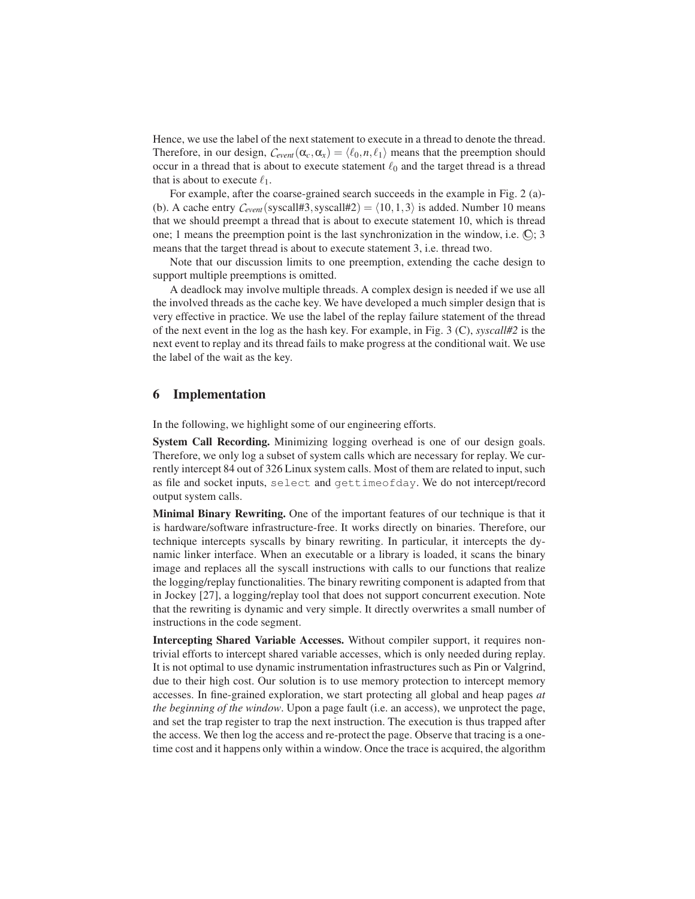Hence, we use the label of the next statement to execute in a thread to denote the thread. Therefore, in our design, $\mathcal{C}_{event}(\alpha_c, \alpha_x) = \langle \ell_0, n, \ell_1 \rangle$ means that the preemption should occur in a thread that is about to execute statement $\ell_0$ and the target thread is a thread that is about to execute $\ell_1$.

For example, after the coarse-grained search succeeds in the example in Fig. 2 (a)-(b). A cache entry $\mathcal{C}_{event}(\text{syscall\#3}, \text{syscall\#2}) = \langle 10, 1, 3 \rangle$ is added. Number 10 means that we should preempt a thread that is about to execute statement 10, which is thread one; 1 means the preemption point is the last synchronization in the window, i.e. Ⓒ; 3 means that the target thread is about to execute statement 3, i.e. thread two.

Note that our discussion limits to one preemption, extending the cache design to support multiple preemptions is omitted.

A deadlock may involve multiple threads. A complex design is needed if we use all the involved threads as the cache key. We have developed a much simpler design that is very effective in practice. We use the label of the replay failure statement of the thread of the next event in the log as the hash key. For example, in Fig. 3 (C), *syscall#2* is the next event to replay and its thread fails to make progress at the conditional wait. We use the label of the wait as the key.

## 6 Implementation

In the following, we highlight some of our engineering efforts.

**System Call Recording.** Minimizing logging overhead is one of our design goals. Therefore, we only log a subset of system calls which are necessary for replay. We currently intercept 84 out of 326 Linux system calls. Most of them are related to input, such as file and socket inputs, `select` and `gettimeofday`. We do not intercept/record output system calls.

**Minimal Binary Rewriting.** One of the important features of our technique is that it is hardware/software infrastructure-free. It works directly on binaries. Therefore, our technique intercepts syscalls by binary rewriting. In particular, it intercepts the dynamic linker interface. When an executable or a library is loaded, it scans the binary image and replaces all the syscall instructions with calls to our functions that realize the logging/replay functionalities. The binary rewriting component is adapted from that in Jockey [27], a logging/replay tool that does not support concurrent execution. Note that the rewriting is dynamic and very simple. It directly overwrites a small number of instructions in the code segment.

**Intercepting Shared Variable Accesses.** Without compiler support, it requires non-trivial efforts to intercept shared variable accesses, which is only needed during replay. It is not optimal to use dynamic instrumentation infrastructures such as Pin or Valgrind, due to their high cost. Our solution is to use memory protection to intercept memory accesses. In fine-grained exploration, we start protecting all global and heap pages *at the beginning of the window*. Upon a page fault (i.e. an access), we unprotect the page, and set the trap register to trap the next instruction. The execution is thus trapped after the access. We then log the access and re-protect the page. Observe that tracing is a one-time cost and it happens only within a window. Once the trace is acquired, the algorithm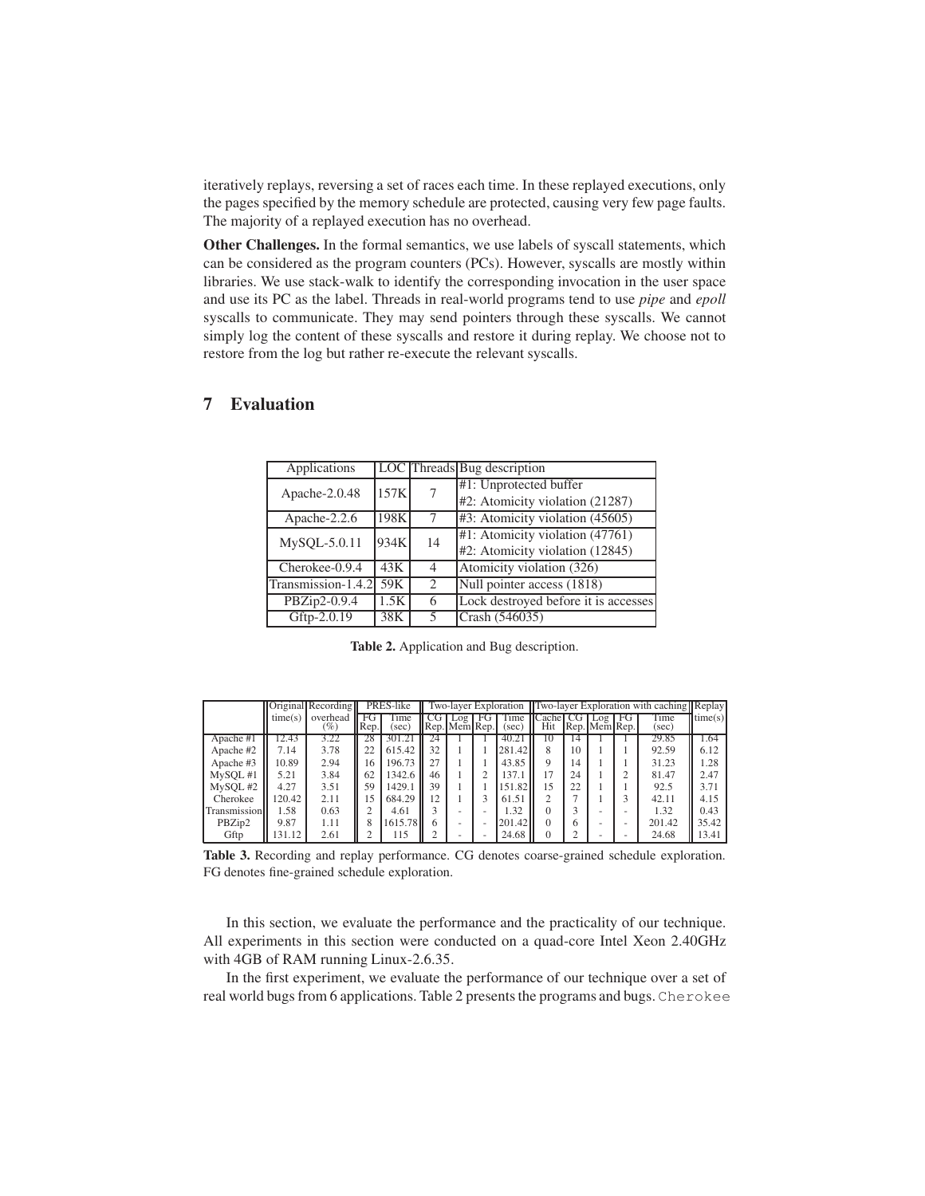iteratively replays, reversing a set of races each time. In these replayed executions, only the pages specified by the memory schedule are protected, causing very few page faults. The majority of a replayed execution has no overhead.

**Other Challenges.** In the formal semantics, we use labels of syscall statements, which can be considered as the program counters (PCs). However, syscalls are mostly within libraries. We use stack-walk to identify the corresponding invocation in the user space and use its PC as the label. Threads in real-world programs tend to use *pipe* and *epoll* syscalls to communicate. They may send pointers through these syscalls. We cannot simply log the content of these syscalls and restore it during replay. We choose not to restore from the log but rather re-execute the relevant syscalls.

## 7 Evaluation

| Applications | LOC | Threads | Bug description |
|---|---|---|---|
| Apache-2.0.48 | 157K | 7 | #1: Unprotected buffer |
| | | | #2: Atomicity violation (21287) |
| Apache-2.2.6 | 198K | 7 | #3: Atomicity violation (45605) |
| MySQL-5.0.11 | 934K | 14 | #1: Atomicity violation (47761) |
| | | | #2: Atomicity violation (12845) |
| Cherokee-0.9.4 | 43K | 4 | Atomicity violation (326) |
| Transmission-1.4.2 | 59K | 2 | Null pointer access (1818) |
| PBZip2-0.9.4 | 1.5K | 6 | Lock destroyed before it is accesses |
| Gftp-2.0.19 | 38K | 5 | Crash (546035) |

**Table 2.** Application and Bug description.

| | Original | Recording | PRES-like | | Two-layer Exploration | | | | Two-layer Exploration with caching | | | | | Replay |
|---|---|---|---|---|---|---|---|---|---|---|---|---|---|---|
| | time(s) | overhead (%) | FG Rep. | Time (sec) | CG Rep. | Log Mem | FG Rep. | Time (sec) | Cache Hit | CG Rep. | Log Mem | FG Rep. | Time (sec) | time(s) |
| Apache #1 | 12.43 | 3.22 | 28 | 301.21 | 24 | 1 | 1 | 40.21 | 10 | 14 | 1 | 1 | 29.85 | 1.64 |
| Apache #2 | 7.14 | 3.78 | 22 | 615.42 | 32 | 1 | 1 | 281.42 | 8 | 10 | 1 | 1 | 92.59 | 6.12 |
| Apache #3 | 10.89 | 2.94 | 16 | 196.73 | 27 | 1 | 1 | 43.85 | 9 | 14 | 1 | 1 | 31.23 | 1.28 |
| MySQL #1 | 5.21 | 3.84 | 62 | 1342.6 | 46 | 1 | 2 | 137.1 | 17 | 24 | 1 | 2 | 81.47 | 2.47 |
| MySQL #2 | 4.27 | 3.51 | 59 | 1429.1 | 39 | 1 | 1 | 151.82 | 15 | 22 | 1 | 1 | 92.5 | 3.71 |
| Cherokee | 120.42 | 2.11 | 15 | 684.29 | 12 | 1 | 3 | 61.51 | 2 | 7 | 1 | 3 | 42.11 | 4.15 |
| Transmission | 1.58 | 0.63 | 2 | 4.61 | 3 | - | - | 1.32 | 0 | 3 | - | - | 1.32 | 0.43 |
| PBZip2 | 9.87 | 1.11 | 8 | 1615.78 | 6 | - | - | 201.42 | 0 | 6 | - | - | 201.42 | 35.42 |
| Gftp | 131.12 | 2.61 | 2 | 115 | 2 | - | - | 24.68 | 0 | 2 | - | - | 24.68 | 13.41 |

**Table 3.** Recording and replay performance. CG denotes coarse-grained schedule exploration. FG denotes fine-grained schedule exploration.

In this section, we evaluate the performance and the practicality of our technique. All experiments in this section were conducted on a quad-core Intel Xeon 2.40GHz with 4GB of RAM running Linux-2.6.35.

In the first experiment, we evaluate the performance of our technique over a set of real world bugs from 6 applications. Table 2 presents the programs and bugs. Cherokee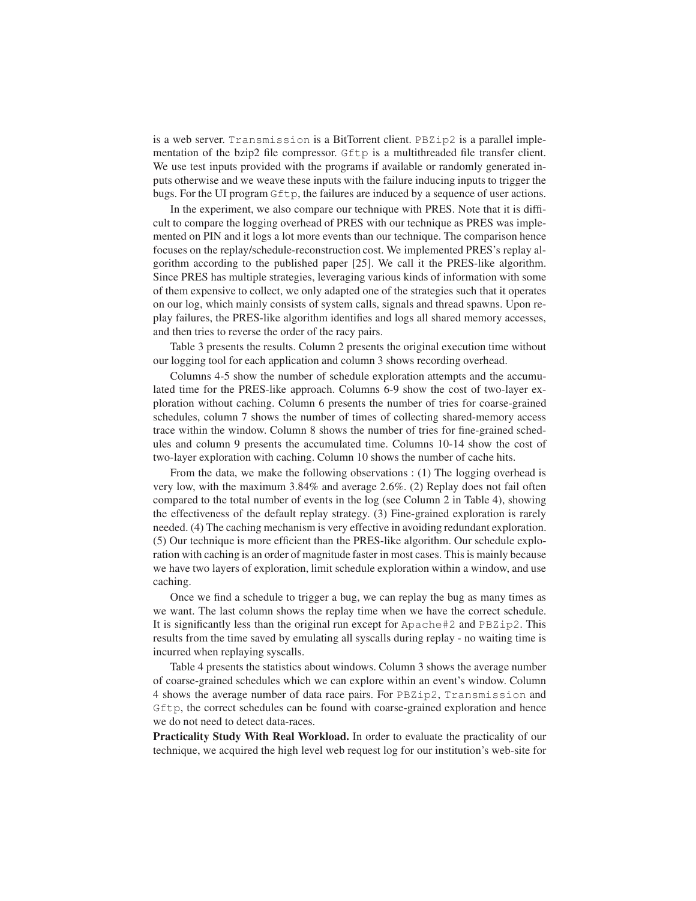is a web server. `Transmission` is a BitTorrent client. `PBZip2` is a parallel implementation of the bzip2 file compressor. `Gftp` is a multithreaded file transfer client. We use test inputs provided with the programs if available or randomly generated inputs otherwise and we weave these inputs with the failure inducing inputs to trigger the bugs. For the UI program `Gftp`, the failures are induced by a sequence of user actions.

In the experiment, we also compare our technique with PRES. Note that it is difficult to compare the logging overhead of PRES with our technique as PRES was implemented on PIN and it logs a lot more events than our technique. The comparison hence focuses on the replay/schedule-reconstruction cost. We implemented PRES's replay algorithm according to the published paper [25]. We call it the PRES-like algorithm. Since PRES has multiple strategies, leveraging various kinds of information with some of them expensive to collect, we only adapted one of the strategies such that it operates on our log, which mainly consists of system calls, signals and thread spawns. Upon replay failures, the PRES-like algorithm identifies and logs all shared memory accesses, and then tries to reverse the order of the racy pairs.

Table 3 presents the results. Column 2 presents the original execution time without our logging tool for each application and column 3 shows recording overhead.

Columns 4-5 show the number of schedule exploration attempts and the accumulated time for the PRES-like approach. Columns 6-9 show the cost of two-layer exploration without caching. Column 6 presents the number of tries for coarse-grained schedules, column 7 shows the number of times of collecting shared-memory access trace within the window. Column 8 shows the number of tries for fine-grained schedules and column 9 presents the accumulated time. Columns 10-14 show the cost of two-layer exploration with caching. Column 10 shows the number of cache hits.

From the data, we make the following observations : (1) The logging overhead is very low, with the maximum 3.84% and average 2.6%. (2) Replay does not fail often compared to the total number of events in the log (see Column 2 in Table 4), showing the effectiveness of the default replay strategy. (3) Fine-grained exploration is rarely needed. (4) The caching mechanism is very effective in avoiding redundant exploration. (5) Our technique is more efficient than the PRES-like algorithm. Our schedule exploration with caching is an order of magnitude faster in most cases. This is mainly because we have two layers of exploration, limit schedule exploration within a window, and use caching.

Once we find a schedule to trigger a bug, we can replay the bug as many times as we want. The last column shows the replay time when we have the correct schedule. It is significantly less than the original run except for `Apache#2` and `PBZip2`. This results from the time saved by emulating all syscalls during replay - no waiting time is incurred when replaying syscalls.

Table 4 presents the statistics about windows. Column 3 shows the average number of coarse-grained schedules which we can explore within an event's window. Column 4 shows the average number of data race pairs. For `PBZip2`, `Transmission` and `Gftp`, the correct schedules can be found with coarse-grained exploration and hence we do not need to detect data-races.

**Practicality Study With Real Workload.** In order to evaluate the practicality of our technique, we acquired the high level web request log for our institution's web-site for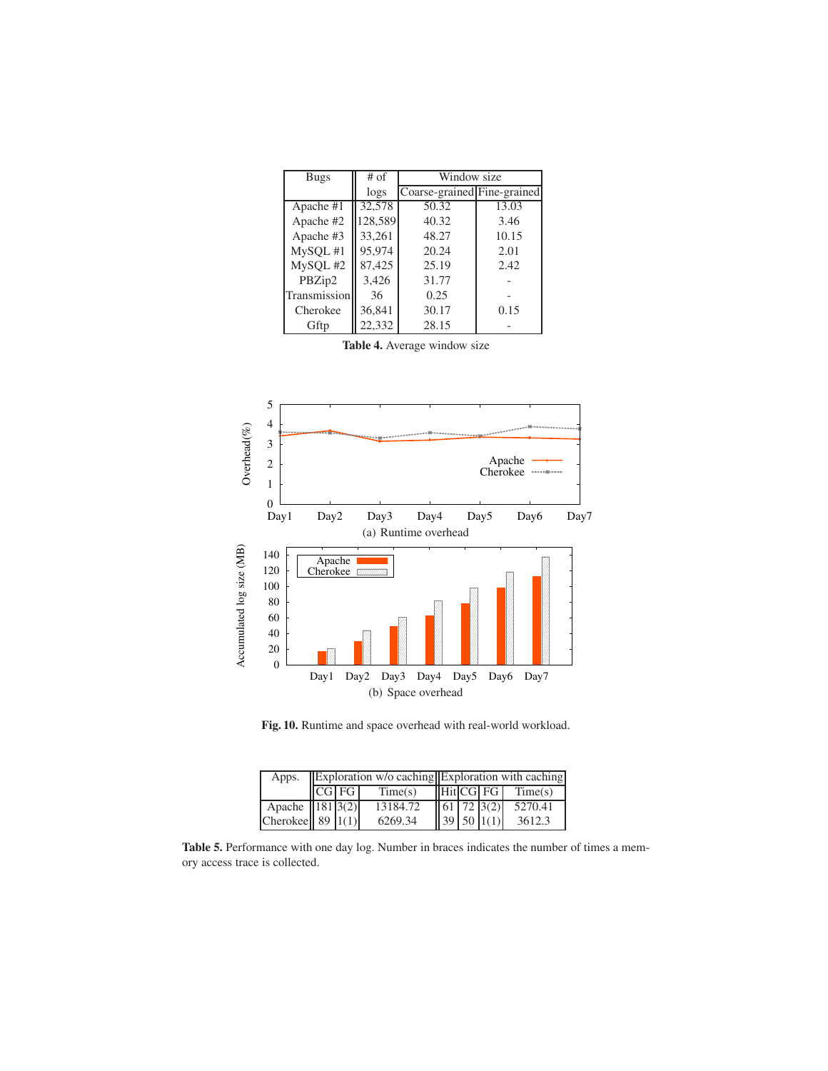| Bugs | # of logs | Window size | |
|---|---|---|---|
| | | Coarse-grained | Fine-grained |
| Apache #1 | 32,578 | 50.32 | 13.03 |
| Apache #2 | 128,589 | 40.32 | 3.46 |
| Apache #3 | 33,261 | 48.27 | 10.15 |
| MySQL #1 | 95,974 | 20.24 | 2.01 |
| MySQL #2 | 87,425 | 25.19 | 2.42 |
| PBZip2 | 3,426 | 31.77 | - |
| Transmission | 36 | 0.25 | - |
| Cherokee | 36,841 | 30.17 | 0.15 |
| Gftp | 22,332 | 28.15 | - |

**Table 4.** Average window size

(a) Runtime overhead

(b) Space overhead

**Fig. 10.** Runtime and space overhead with real-world workload.

| Apps. | Exploration w/o caching | | | Exploration with caching | | | |
|---|---|---|---|---|---|---|---|
| | CG | FG | Time(s) | Hit | CG | FG | Time(s) |
| Apache | 181 | 3(2) | 13184.72 | 61 | 72 | 3(2) | 5270.41 |
| Cherokee | 89 | 1(1) | 6269.34 | 39 | 50 | 1(1) | 3612.3 |

**Table 5.** Performance with one day log. Number in braces indicates the number of times a memory access trace is collected.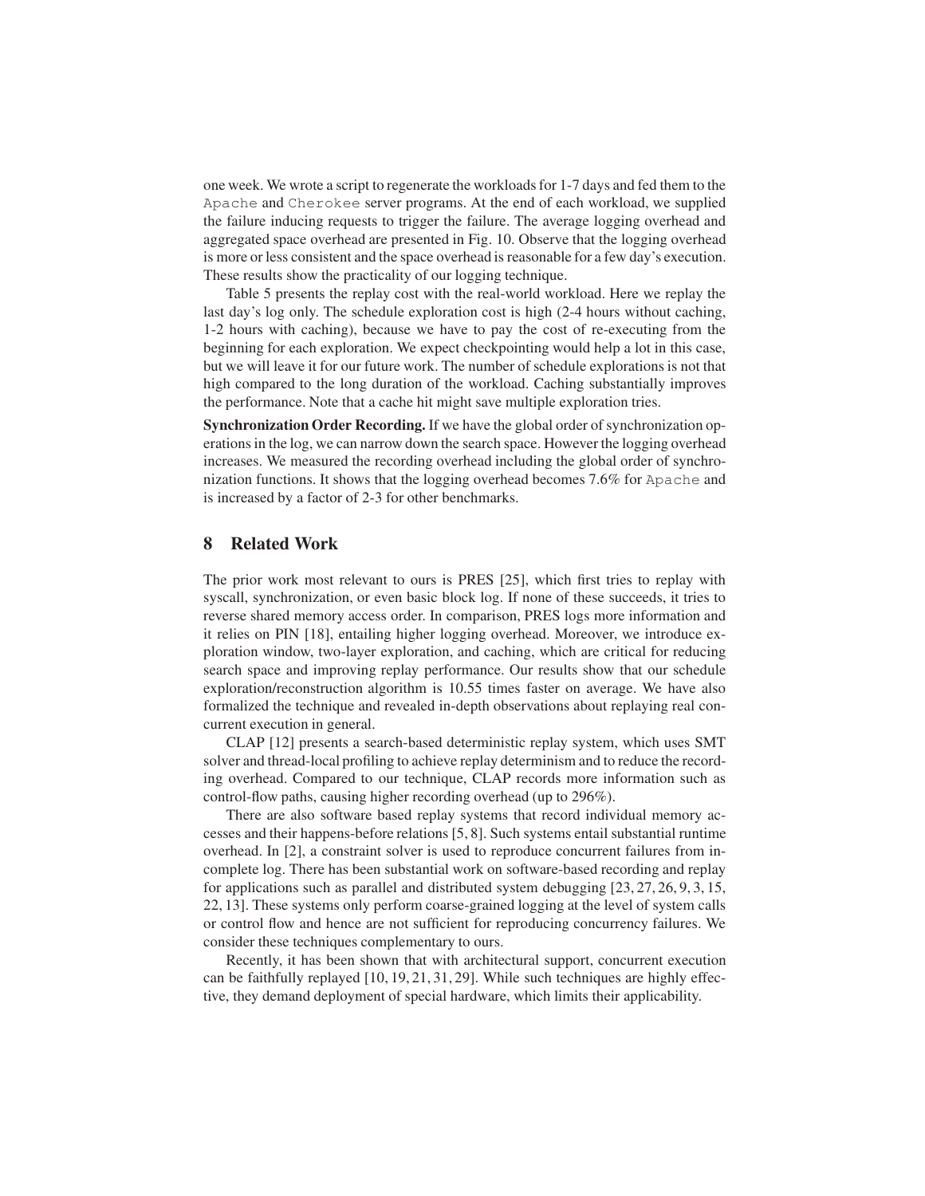one week. We wrote a script to regenerate the workloads for 1-7 days and fed them to the Apache and Cherokee server programs. At the end of each workload, we supplied the failure inducing requests to trigger the failure. The average logging overhead and aggregated space overhead are presented in Fig. 10. Observe that the logging overhead is more or less consistent and the space overhead is reasonable for a few day's execution. These results show the practicality of our logging technique.

Table 5 presents the replay cost with the real-world workload. Here we replay the last day's log only. The schedule exploration cost is high (2-4 hours without caching, 1-2 hours with caching), because we have to pay the cost of re-executing from the beginning for each exploration. We expect checkpointing would help a lot in this case, but we will leave it for our future work. The number of schedule explorations is not that high compared to the long duration of the workload. Caching substantially improves the performance. Note that a cache hit might save multiple exploration tries.

**Synchronization Order Recording.** If we have the global order of synchronization operations in the log, we can narrow down the search space. However the logging overhead increases. We measured the recording overhead including the global order of synchronization functions. It shows that the logging overhead becomes 7.6% for Apache and is increased by a factor of 2-3 for other benchmarks.

## 8 Related Work

The prior work most relevant to ours is PRES [25], which first tries to replay with syscall, synchronization, or even basic block log. If none of these succeeds, it tries to reverse shared memory access order. In comparison, PRES logs more information and it relies on PIN [18], entailing higher logging overhead. Moreover, we introduce exploration window, two-layer exploration, and caching, which are critical for reducing search space and improving replay performance. Our results show that our schedule exploration/reconstruction algorithm is 10.55 times faster on average. We have also formalized the technique and revealed in-depth observations about replaying real concurrent execution in general.

CLAP [12] presents a search-based deterministic replay system, which uses SMT solver and thread-local profiling to achieve replay determinism and to reduce the recording overhead. Compared to our technique, CLAP records more information such as control-flow paths, causing higher recording overhead (up to 296%).

There are also software based replay systems that record individual memory accesses and their happens-before relations [5, 8]. Such systems entail substantial runtime overhead. In [2], a constraint solver is used to reproduce concurrent failures from incomplete log. There has been substantial work on software-based recording and replay for applications such as parallel and distributed system debugging [23, 27, 26, 9, 3, 15, 22, 13]. These systems only perform coarse-grained logging at the level of system calls or control flow and hence are not sufficient for reproducing concurrency failures. We consider these techniques complementary to ours.

Recently, it has been shown that with architectural support, concurrent execution can be faithfully replayed [10, 19, 21, 31, 29]. While such techniques are highly effective, they demand deployment of special hardware, which limits their applicability.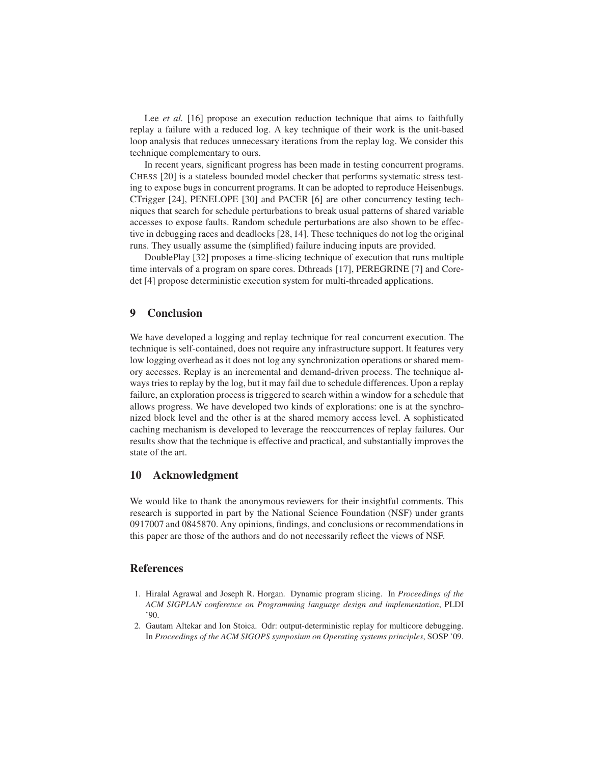Lee *et al.* [16] propose an execution reduction technique that aims to faithfully replay a failure with a reduced log. A key technique of their work is the unit-based loop analysis that reduces unnecessary iterations from the replay log. We consider this technique complementary to ours.

In recent years, significant progress has been made in testing concurrent programs. CHESS [20] is a stateless bounded model checker that performs systematic stress testing to expose bugs in concurrent programs. It can be adopted to reproduce Heisenbugs. CTrigger [24], PENELOPE [30] and PACER [6] are other concurrency testing techniques that search for schedule perturbations to break usual patterns of shared variable accesses to expose faults. Random schedule perturbations are also shown to be effective in debugging races and deadlocks [28, 14]. These techniques do not log the original runs. They usually assume the (simplified) failure inducing inputs are provided.

DoublePlay [32] proposes a time-slicing technique of execution that runs multiple time intervals of a program on spare cores. Dthreads [17], PEREGRINE [7] and Coredet [4] propose deterministic execution system for multi-threaded applications.

## 9 Conclusion

We have developed a logging and replay technique for real concurrent execution. The technique is self-contained, does not require any infrastructure support. It features very low logging overhead as it does not log any synchronization operations or shared memory accesses. Replay is an incremental and demand-driven process. The technique always tries to replay by the log, but it may fail due to schedule differences. Upon a replay failure, an exploration process is triggered to search within a window for a schedule that allows progress. We have developed two kinds of explorations: one is at the synchronized block level and the other is at the shared memory access level. A sophisticated caching mechanism is developed to leverage the reoccurrences of replay failures. Our results show that the technique is effective and practical, and substantially improves the state of the art.

## 10 Acknowledgment

We would like to thank the anonymous reviewers for their insightful comments. This research is supported in part by the National Science Foundation (NSF) under grants 0917007 and 0845870. Any opinions, findings, and conclusions or recommendations in this paper are those of the authors and do not necessarily reflect the views of NSF.

## References

1. Hiralal Agrawal and Joseph R. Horgan. Dynamic program slicing. In *Proceedings of the ACM SIGPLAN conference on Programming language design and implementation*, PLDI '90.
2. Gautam Altekar and Ion Stoica. Odr: output-deterministic replay for multicore debugging. In *Proceedings of the ACM SIGOPS symposium on Operating systems principles*, SOSP '09.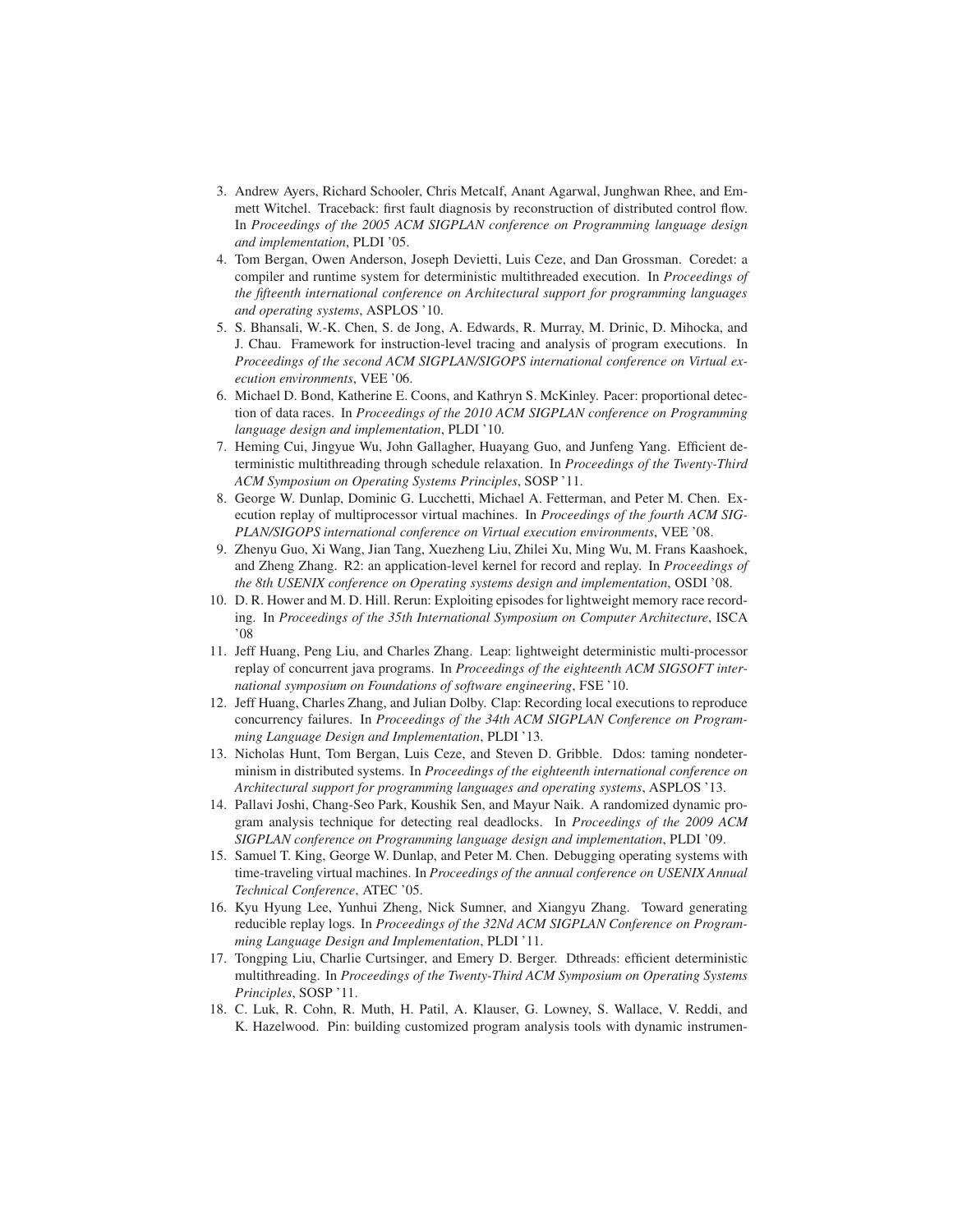3. Andrew Ayers, Richard Schooler, Chris Metcalf, Anant Agarwal, Junghwan Rhee, and Emmett Witchel. Traceback: first fault diagnosis by reconstruction of distributed control flow. In *Proceedings of the 2005 ACM SIGPLAN conference on Programming language design and implementation*, PLDI '05.
4. Tom Bergan, Owen Anderson, Joseph Devietti, Luis Ceze, and Dan Grossman. Coredet: a compiler and runtime system for deterministic multithreaded execution. In *Proceedings of the fifteenth international conference on Architectural support for programming languages and operating systems*, ASPLOS '10.
5. S. Bhansali, W.-K. Chen, S. de Jong, A. Edwards, R. Murray, M. Drinic, D. Mihocka, and J. Chau. Framework for instruction-level tracing and analysis of program executions. In *Proceedings of the second ACM SIGPLAN/SIGOPS international conference on Virtual execution environments*, VEE '06.
6. Michael D. Bond, Katherine E. Coons, and Kathryn S. McKinley. Pacer: proportional detection of data races. In *Proceedings of the 2010 ACM SIGPLAN conference on Programming language design and implementation*, PLDI '10.
7. Heming Cui, Jingyue Wu, John Gallagher, Huayang Guo, and Junfeng Yang. Efficient deterministic multithreading through schedule relaxation. In *Proceedings of the Twenty-Third ACM Symposium on Operating Systems Principles*, SOSP '11.
8. George W. Dunlap, Dominic G. Lucchetti, Michael A. Fetterman, and Peter M. Chen. Execution replay of multiprocessor virtual machines. In *Proceedings of the fourth ACM SIGPLAN/SIGOPS international conference on Virtual execution environments*, VEE '08.
9. Zhenyu Guo, Xi Wang, Jian Tang, Xuezheng Liu, Zhilei Xu, Ming Wu, M. Frans Kaashoek, and Zheng Zhang. R2: an application-level kernel for record and replay. In *Proceedings of the 8th USENIX conference on Operating systems design and implementation*, OSDI '08.
10. D. R. Hower and M. D. Hill. Rerun: Exploiting episodes for lightweight memory race recording. In *Proceedings of the 35th International Symposium on Computer Architecture*, ISCA '08
11. Jeff Huang, Peng Liu, and Charles Zhang. Leap: lightweight deterministic multi-processor replay of concurrent java programs. In *Proceedings of the eighteenth ACM SIGSOFT international symposium on Foundations of software engineering*, FSE '10.
12. Jeff Huang, Charles Zhang, and Julian Dolby. Clap: Recording local executions to reproduce concurrency failures. In *Proceedings of the 34th ACM SIGPLAN Conference on Programming Language Design and Implementation*, PLDI '13.
13. Nicholas Hunt, Tom Bergan, Luis Ceze, and Steven D. Gribble. Ddos: taming nondeterminism in distributed systems. In *Proceedings of the eighteenth international conference on Architectural support for programming languages and operating systems*, ASPLOS '13.
14. Pallavi Joshi, Chang-Seo Park, Koushik Sen, and Mayur Naik. A randomized dynamic program analysis technique for detecting real deadlocks. In *Proceedings of the 2009 ACM SIGPLAN conference on Programming language design and implementation*, PLDI '09.
15. Samuel T. King, George W. Dunlap, and Peter M. Chen. Debugging operating systems with time-traveling virtual machines. In *Proceedings of the annual conference on USENIX Annual Technical Conference*, ATEC '05.
16. Kyu Hyung Lee, Yunhui Zheng, Nick Sumner, and Xiangyu Zhang. Toward generating reducible replay logs. In *Proceedings of the 32Nd ACM SIGPLAN Conference on Programming Language Design and Implementation*, PLDI '11.
17. Tongping Liu, Charlie Curtsinger, and Emery D. Berger. Dthreads: efficient deterministic multithreading. In *Proceedings of the Twenty-Third ACM Symposium on Operating Systems Principles*, SOSP '11.
18. C. Luk, R. Cohn, R. Muth, H. Patil, A. Klauser, G. Lowney, S. Wallace, V. Reddi, and K. Hazelwood. Pin: building customized program analysis tools with dynamic instrumen-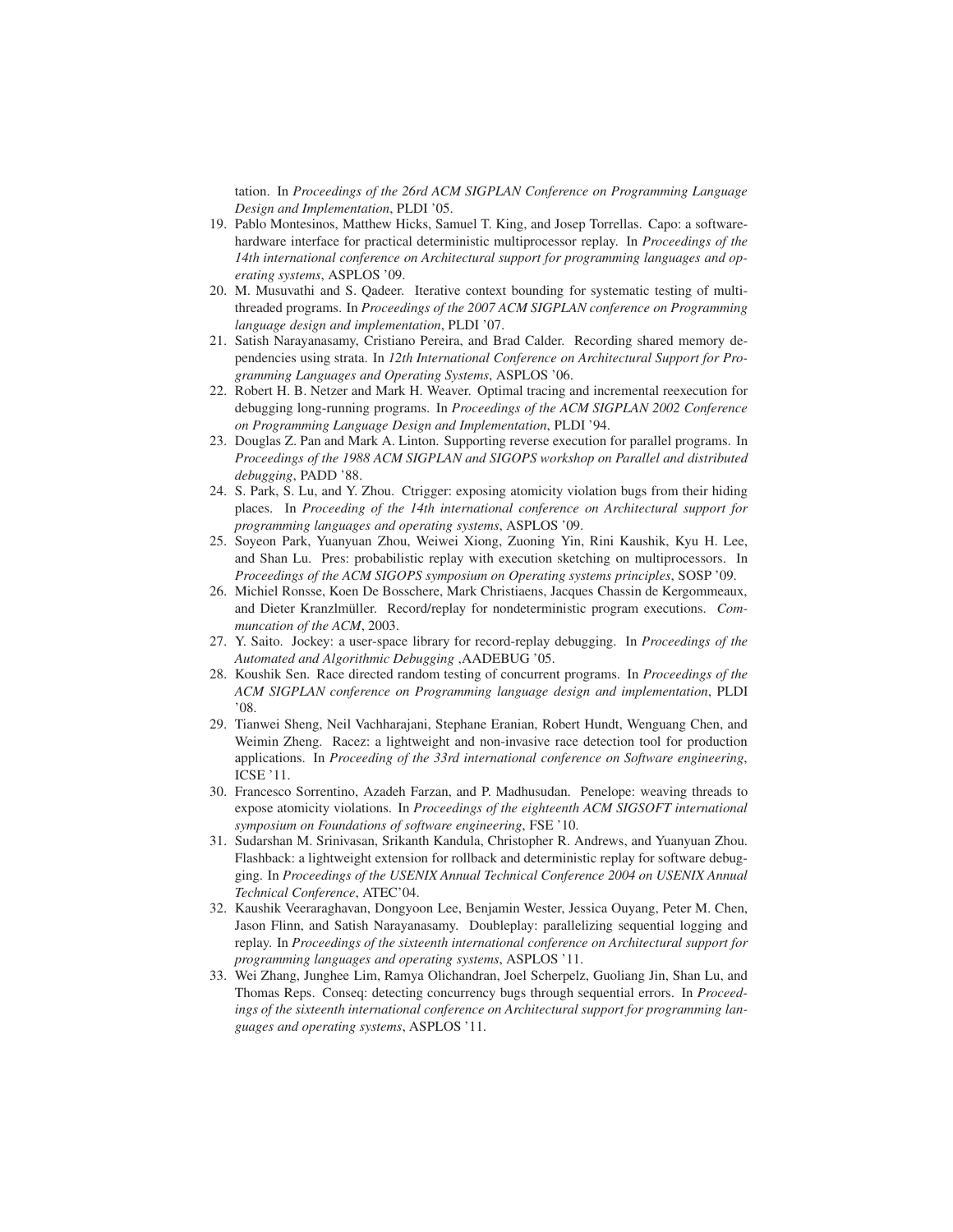tation. In *Proceedings of the 26rd ACM SIGPLAN Conference on Programming Language Design and Implementation*, PLDI '05.

19. Pablo Montesinos, Matthew Hicks, Samuel T. King, and Josep Torrellas. Capo: a software-hardware interface for practical deterministic multiprocessor replay. In *Proceedings of the 14th international conference on Architectural support for programming languages and operating systems*, ASPLOS '09.
20. M. Musuvathi and S. Qadeer. Iterative context bounding for systematic testing of multithreaded programs. In *Proceedings of the 2007 ACM SIGPLAN conference on Programming language design and implementation*, PLDI '07.
21. Satish Narayanasamy, Cristiano Pereira, and Brad Calder. Recording shared memory dependencies using strata. In *12th International Conference on Architectural Support for Programming Languages and Operating Systems*, ASPLOS '06.
22. Robert H. B. Netzer and Mark H. Weaver. Optimal tracing and incremental reexecution for debugging long-running programs. In *Proceedings of the ACM SIGPLAN 2002 Conference on Programming Language Design and Implementation*, PLDI '94.
23. Douglas Z. Pan and Mark A. Linton. Supporting reverse execution for parallel programs. In *Proceedings of the 1988 ACM SIGPLAN and SIGOPS workshop on Parallel and distributed debugging*, PADD '88.
24. S. Park, S. Lu, and Y. Zhou. Ctrigger: exposing atomicity violation bugs from their hiding places. In *Proceeding of the 14th international conference on Architectural support for programming languages and operating systems*, ASPLOS '09.
25. Soyeon Park, Yuanyuan Zhou, Weiwei Xiong, Zuoning Yin, Rini Kaushik, Kyu H. Lee, and Shan Lu. Pres: probabilistic replay with execution sketching on multiprocessors. In *Proceedings of the ACM SIGOPS symposium on Operating systems principles*, SOSP '09.
26. Michiel Ronsse, Koen De Bosschere, Mark Christiaens, Jacques Chassin de Kergommeaux, and Dieter Kranzlmüller. Record/replay for nondeterministic program executions. *Communcation of the ACM*, 2003.
27. Y. Saito. Jockey: a user-space library for record-replay debugging. In *Proceedings of the Automated and Algorithmic Debugging* ,AADEBUG '05.
28. Koushik Sen. Race directed random testing of concurrent programs. In *Proceedings of the ACM SIGPLAN conference on Programming language design and implementation*, PLDI '08.
29. Tianwei Sheng, Neil Vachharajani, Stephane Eranian, Robert Hundt, Wenguang Chen, and Weimin Zheng. Racez: a lightweight and non-invasive race detection tool for production applications. In *Proceeding of the 33rd international conference on Software engineering*, ICSE '11.
30. Francesco Sorrentino, Azadeh Farzan, and P. Madhusudan. Penelope: weaving threads to expose atomicity violations. In *Proceedings of the eighteenth ACM SIGSOFT international symposium on Foundations of software engineering*, FSE '10.
31. Sudarshan M. Srinivasan, Srikanth Kandula, Christopher R. Andrews, and Yuanyuan Zhou. Flashback: a lightweight extension for rollback and deterministic replay for software debugging. In *Proceedings of the USENIX Annual Technical Conference 2004 on USENIX Annual Technical Conference*, ATEC'04.
32. Kaushik Veeraraghavan, Dongyoon Lee, Benjamin Wester, Jessica Ouyang, Peter M. Chen, Jason Flinn, and Satish Narayanasamy. Doubleplay: parallelizing sequential logging and replay. In *Proceedings of the sixteenth international conference on Architectural support for programming languages and operating systems*, ASPLOS '11.
33. Wei Zhang, Junghee Lim, Ramya Olichandran, Joel Scherpelz, Guoliang Jin, Shan Lu, and Thomas Reps. Conseq: detecting concurrency bugs through sequential errors. In *Proceedings of the sixteenth international conference on Architectural support for programming languages and operating systems*, ASPLOS '11.